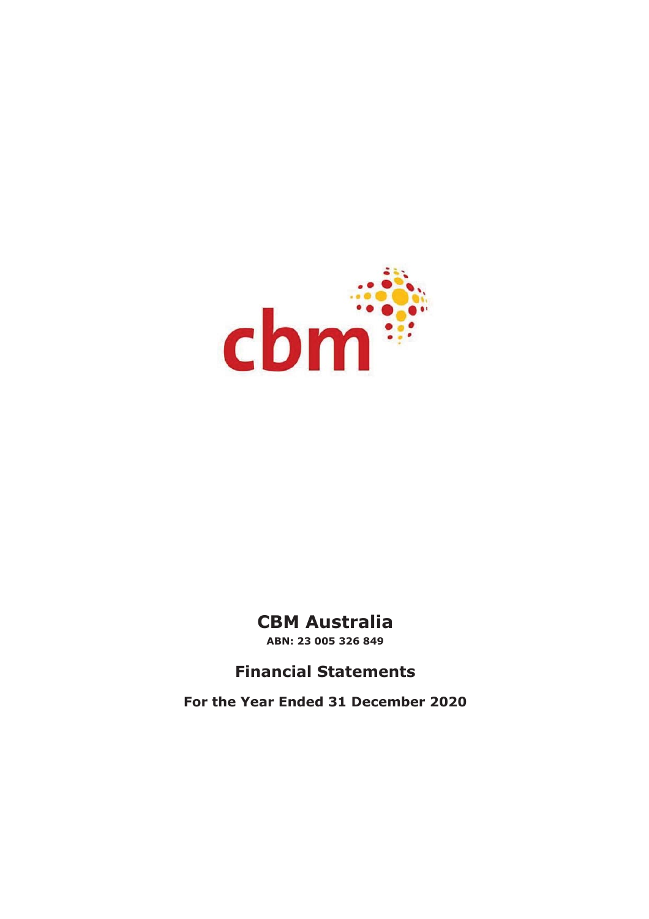# CBM Australia

**ABN: 23 005 326 849**

## Financial Statements

**For the Year Ended 31 December 2020**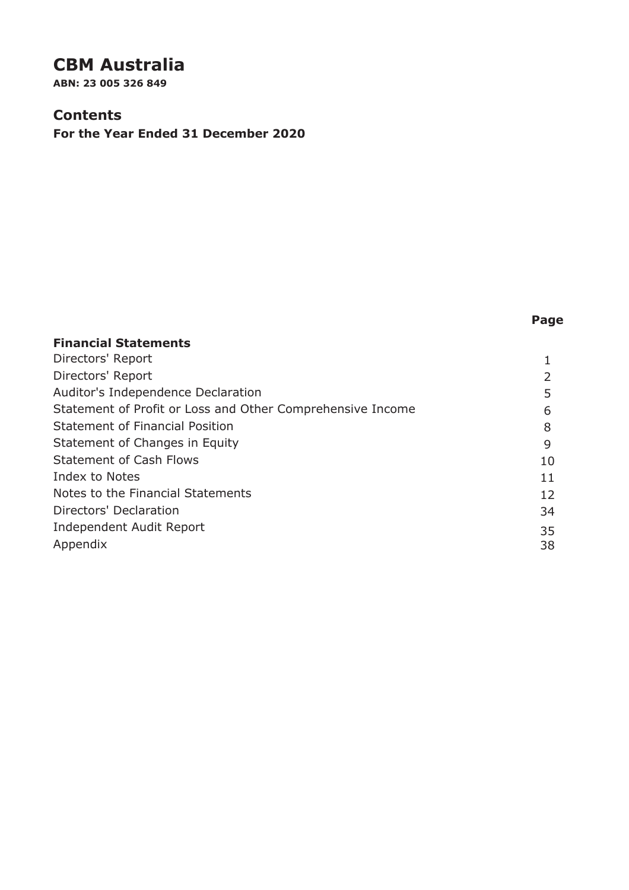# CBM Australia

**ABN: 23 005 326 849**

## Contents

**For the Year Ended 31 December 2020**

| | Page |
|---|---|
| **Financial Statements** | |
| Directors' Report | 1 |
| Directors' Report | 2 |
| Auditor's Independence Declaration | 5 |
| Statement of Profit or Loss and Other Comprehensive Income | 6 |
| Statement of Financial Position | 8 |
| Statement of Changes in Equity | 9 |
| Statement of Cash Flows | 10 |
| Index to Notes | 11 |
| Notes to the Financial Statements | 12 |
| Directors' Declaration | 34 |
| Independent Audit Report | 35 |
| Appendix | 38 |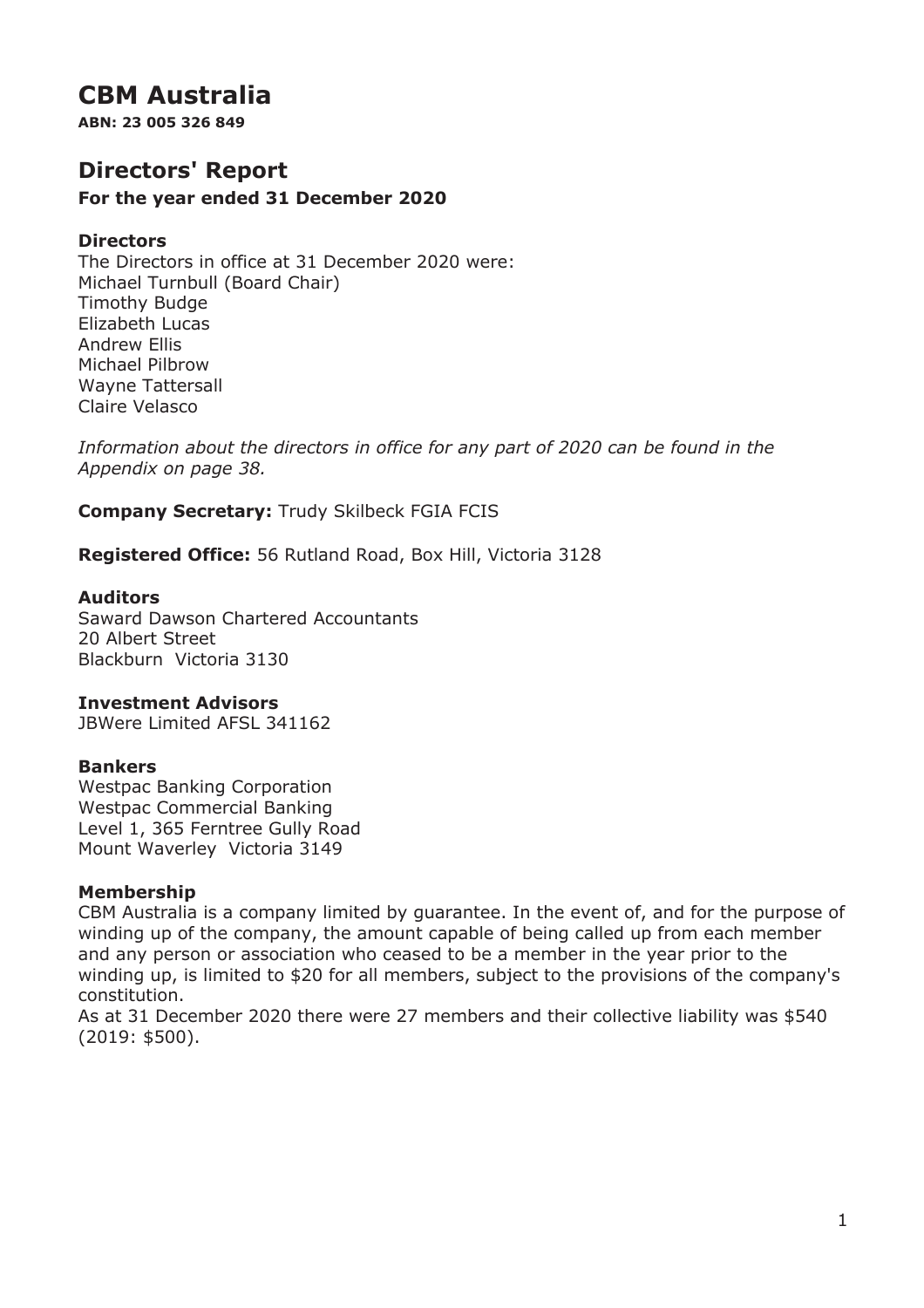# CBM Australia

**ABN: 23 005 326 849**

## Directors' Report

**For the year ended 31 December 2020**

### Directors

The Directors in office at 31 December 2020 were:
Michael Turnbull (Board Chair)
Timothy Budge
Elizabeth Lucas
Andrew Ellis
Michael Pilbrow
Wayne Tattersall
Claire Velasco

*Information about the directors in office for any part of 2020 can be found in the Appendix on page 38.*

**Company Secretary:** Trudy Skilbeck FGIA FCIS

**Registered Office:** 56 Rutland Road, Box Hill, Victoria 3128

### Auditors

Saward Dawson Chartered Accountants
20 Albert Street
Blackburn Victoria 3130

### Investment Advisors

JBWere Limited AFSL 341162

### Bankers

Westpac Banking Corporation
Westpac Commercial Banking
Level 1, 365 Ferntree Gully Road
Mount Waverley Victoria 3149

### Membership

CBM Australia is a company limited by guarantee. In the event of, and for the purpose of winding up of the company, the amount capable of being called up from each member and any person or association who ceased to be a member in the year prior to the winding up, is limited to $20 for all members, subject to the provisions of the company's constitution.

As at 31 December 2020 there were 27 members and their collective liability was $540 (2019: $500).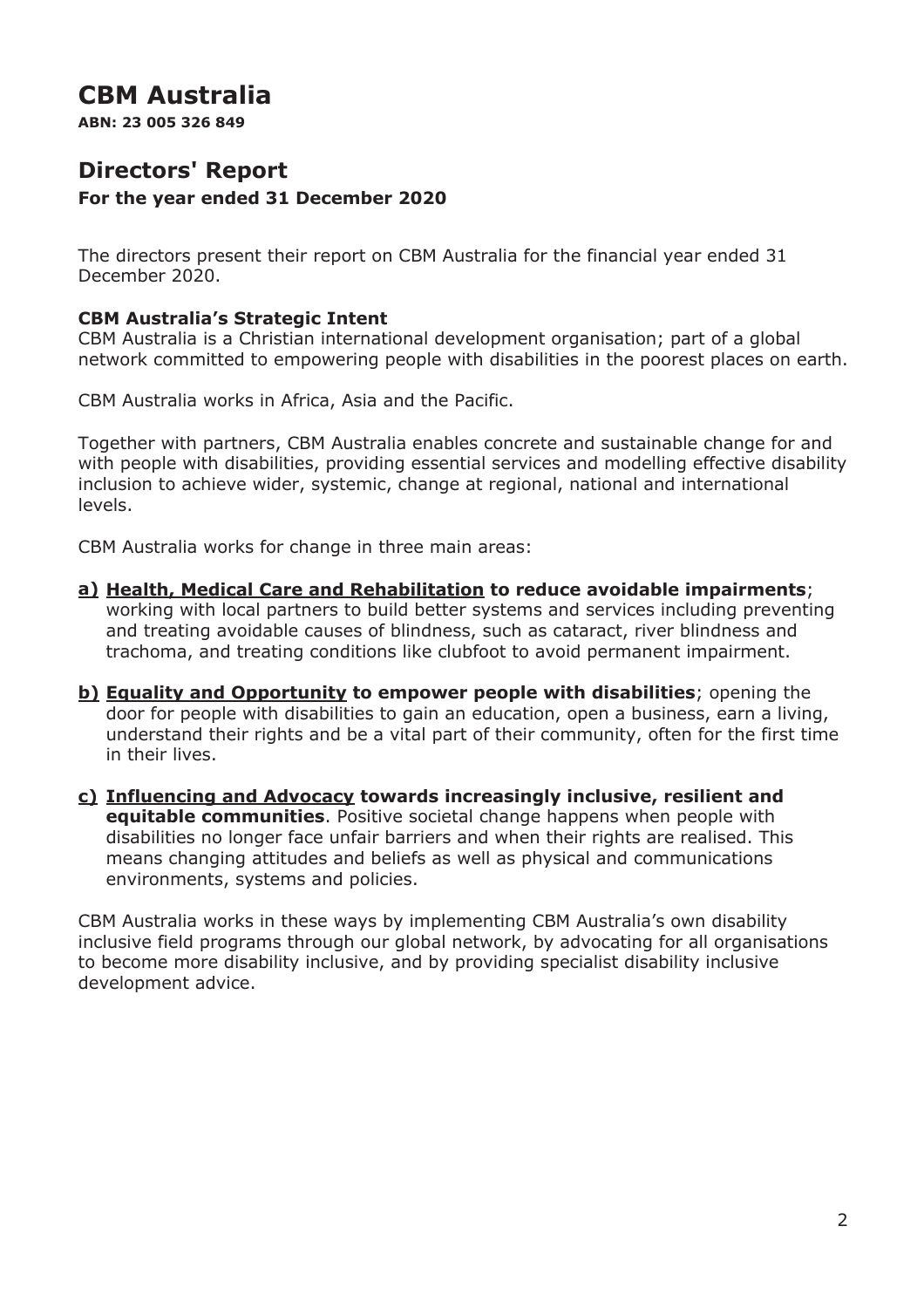# CBM Australia

**ABN: 23 005 326 849**

## Directors' Report

**For the year ended 31 December 2020**

The directors present their report on CBM Australia for the financial year ended 31 December 2020.

**CBM Australia's Strategic Intent**

CBM Australia is a Christian international development organisation; part of a global network committed to empowering people with disabilities in the poorest places on earth.

CBM Australia works in Africa, Asia and the Pacific.

Together with partners, CBM Australia enables concrete and sustainable change for and with people with disabilities, providing essential services and modelling effective disability inclusion to achieve wider, systemic, change at regional, national and international levels.

CBM Australia works for change in three main areas:

**a) Health, Medical Care and Rehabilitation to reduce avoidable impairments**; working with local partners to build better systems and services including preventing and treating avoidable causes of blindness, such as cataract, river blindness and trachoma, and treating conditions like clubfoot to avoid permanent impairment.

**b) Equality and Opportunity to empower people with disabilities**; opening the door for people with disabilities to gain an education, open a business, earn a living, understand their rights and be a vital part of their community, often for the first time in their lives.

**c) Influencing and Advocacy towards increasingly inclusive, resilient and equitable communities**. Positive societal change happens when people with disabilities no longer face unfair barriers and when their rights are realised. This means changing attitudes and beliefs as well as physical and communications environments, systems and policies.

CBM Australia works in these ways by implementing CBM Australia's own disability inclusive field programs through our global network, by advocating for all organisations to become more disability inclusive, and by providing specialist disability inclusive development advice.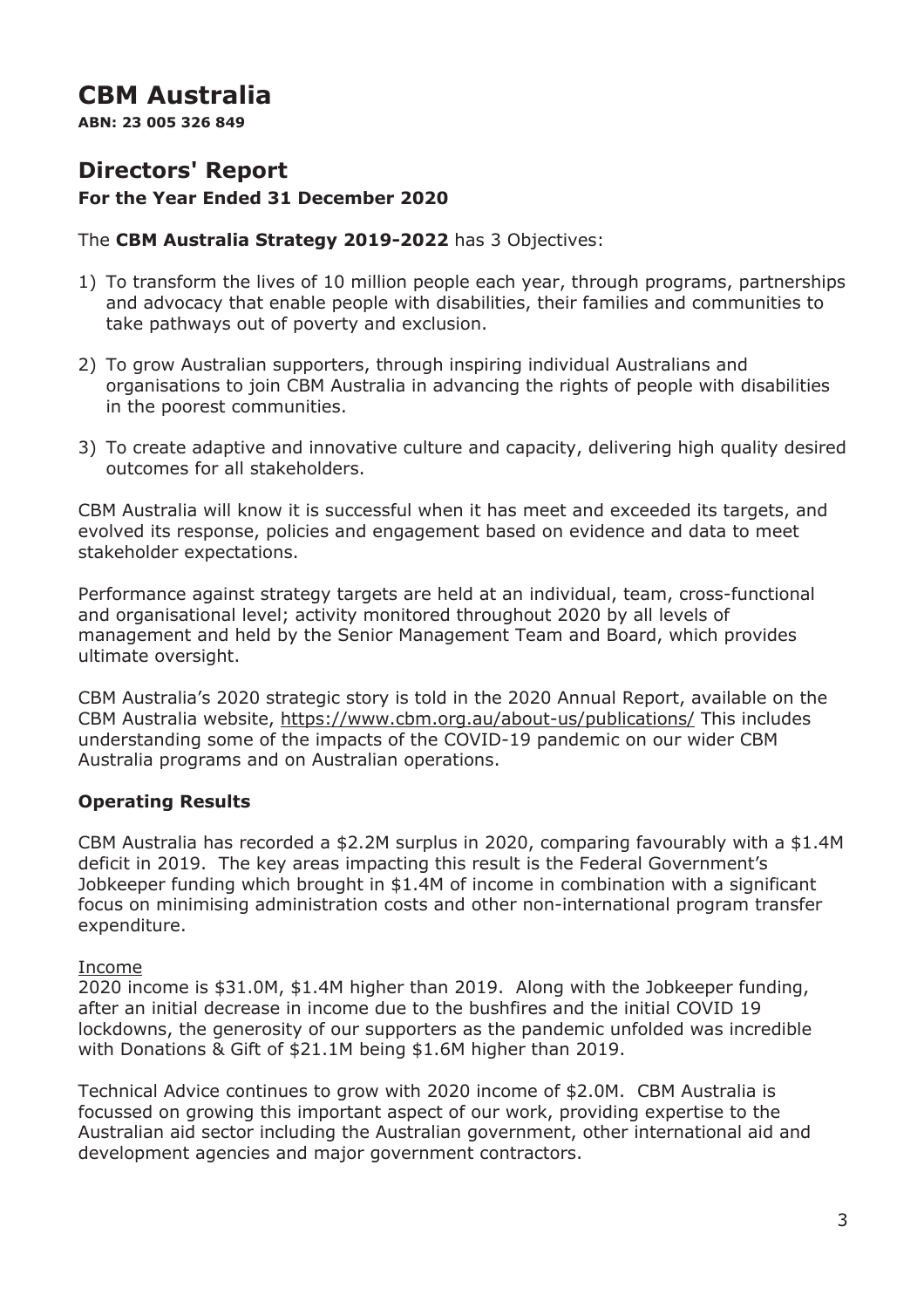# CBM Australia

**ABN: 23 005 326 849**

## Directors' Report

### For the Year Ended 31 December 2020

The **CBM Australia Strategy 2019-2022** has 3 Objectives:

1) To transform the lives of 10 million people each year, through programs, partnerships and advocacy that enable people with disabilities, their families and communities to take pathways out of poverty and exclusion.
2) To grow Australian supporters, through inspiring individual Australians and organisations to join CBM Australia in advancing the rights of people with disabilities in the poorest communities.
3) To create adaptive and innovative culture and capacity, delivering high quality desired outcomes for all stakeholders.

CBM Australia will know it is successful when it has meet and exceeded its targets, and evolved its response, policies and engagement based on evidence and data to meet stakeholder expectations.

Performance against strategy targets are held at an individual, team, cross-functional and organisational level; activity monitored throughout 2020 by all levels of management and held by the Senior Management Team and Board, which provides ultimate oversight.

CBM Australia's 2020 strategic story is told in the 2020 Annual Report, available on the CBM Australia website, https://www.cbm.org.au/about-us/publications/ This includes understanding some of the impacts of the COVID-19 pandemic on our wider CBM Australia programs and on Australian operations.

### Operating Results

CBM Australia has recorded a $2.2M surplus in 2020, comparing favourably with a $1.4M deficit in 2019. The key areas impacting this result is the Federal Government's Jobkeeper funding which brought in $1.4M of income in combination with a significant focus on minimising administration costs and other non-international program transfer expenditure.

Income

2020 income is $31.0M, $1.4M higher than 2019. Along with the Jobkeeper funding, after an initial decrease in income due to the bushfires and the initial COVID 19 lockdowns, the generosity of our supporters as the pandemic unfolded was incredible with Donations & Gift of $21.1M being $1.6M higher than 2019.

Technical Advice continues to grow with 2020 income of $2.0M. CBM Australia is focussed on growing this important aspect of our work, providing expertise to the Australian aid sector including the Australian government, other international aid and development agencies and major government contractors.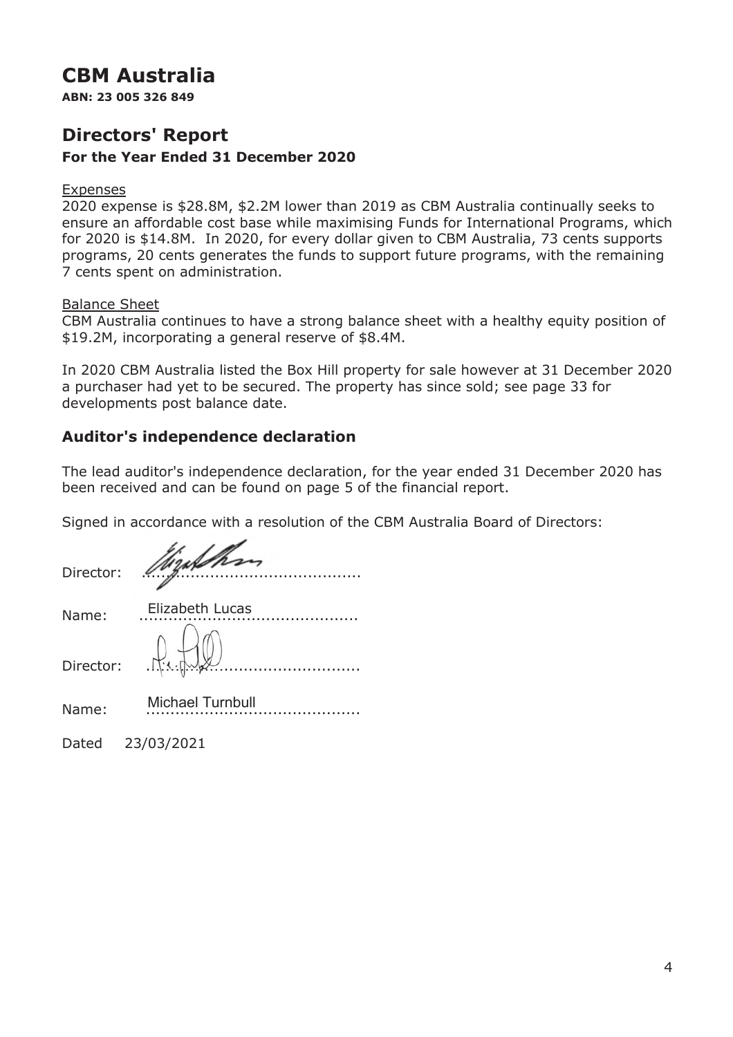# CBM Australia

**ABN: 23 005 326 849**

## Directors' Report

### For the Year Ended 31 December 2020

Expenses

2020 expense is $28.8M, $2.2M lower than 2019 as CBM Australia continually seeks to ensure an affordable cost base while maximising Funds for International Programs, which for 2020 is $14.8M. In 2020, for every dollar given to CBM Australia, 73 cents supports programs, 20 cents generates the funds to support future programs, with the remaining 7 cents spent on administration.

Balance Sheet

CBM Australia continues to have a strong balance sheet with a healthy equity position of $19.2M, incorporating a general reserve of $8.4M.

In 2020 CBM Australia listed the Box Hill property for sale however at 31 December 2020 a purchaser had yet to be secured. The property has since sold; see page 33 for developments post balance date.

### Auditor's independence declaration

The lead auditor's independence declaration, for the year ended 31 December 2020 has been received and can be found on page 5 of the financial report.

Signed in accordance with a resolution of the CBM Australia Board of Directors:

Director: ............................................

Name: Elizabeth Lucas

Director: ............................................

Name: Michael Turnbull

Dated 23/03/2021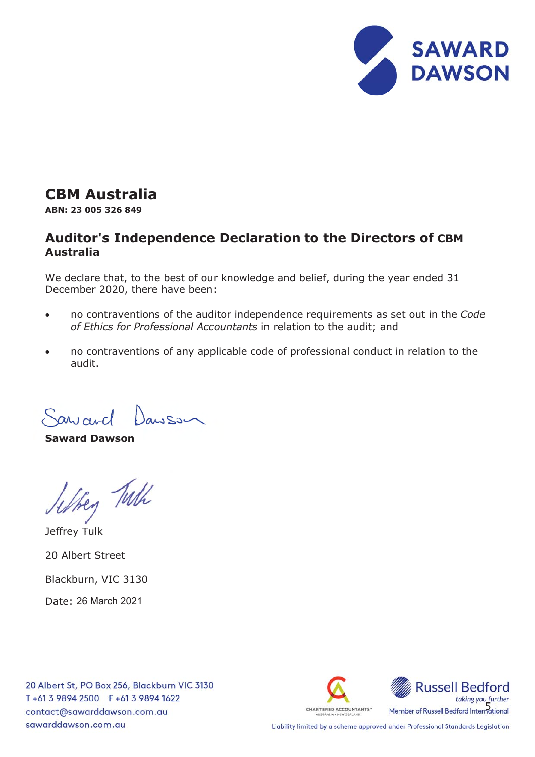# CBM Australia

**ABN: 23 005 326 849**

## Auditor's Independence Declaration to the Directors of CBM Australia

We declare that, to the best of our knowledge and belief, during the year ended 31 December 2020, there have been:

- no contraventions of the auditor independence requirements as set out in the *Code of Ethics for Professional Accountants* in relation to the audit; and
- no contraventions of any applicable code of professional conduct in relation to the audit.

**Saward Dawson**

Jeffrey Tulk

20 Albert Street

Blackburn, VIC 3130

Date: 26 March 2021

20 Albert St, PO Box 256, Blackburn VIC 3130
T +61 3 9894 2500 F +61 3 9894 1622
contact@sawarddawson.com.au
sawarddawson.com.au

Member of Russell Bedford International

Liability limited by a scheme approved under Professional Standards Legislation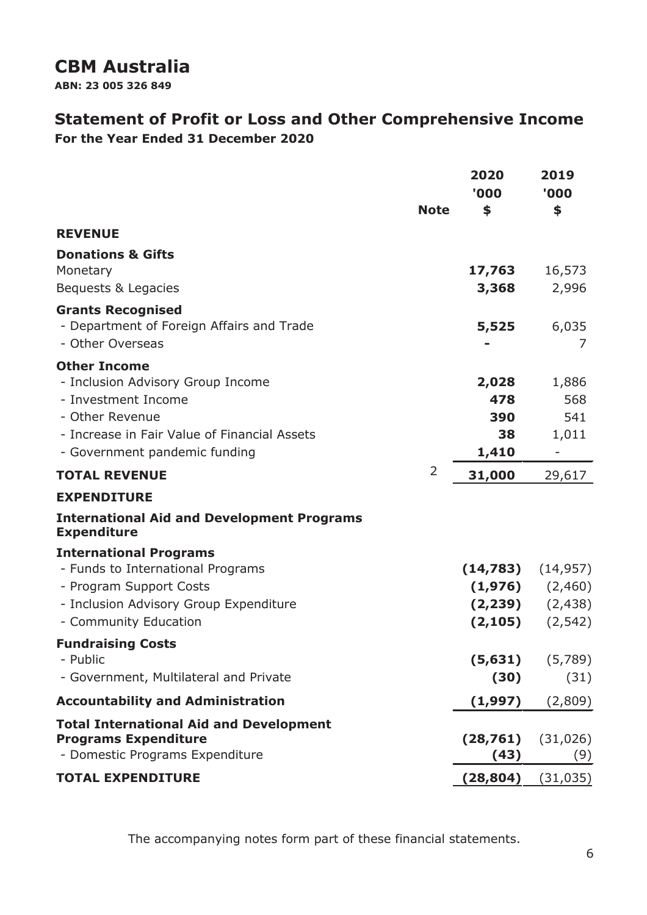# CBM Australia

**ABN: 23 005 326 849**

## Statement of Profit or Loss and Other Comprehensive Income

**For the Year Ended 31 December 2020**

| | Note | 2020<br>'000<br>$ | 2019<br>'000<br>$ |
|---|---|---|---|
| **REVENUE** | | | |
| **Donations & Gifts** | | | |
| Monetary | | **17,763** | 16,573 |
| Bequests & Legacies | | **3,368** | 2,996 |
| **Grants Recognised** | | | |
| - Department of Foreign Affairs and Trade | | **5,525** | 6,035 |
| - Other Overseas | | **-** | 7 |
| **Other Income** | | | |
| - Inclusion Advisory Group Income | | **2,028** | 1,886 |
| - Investment Income | | **478** | 568 |
| - Other Revenue | | **390** | 541 |
| - Increase in Fair Value of Financial Assets | | **38** | 1,011 |
| - Government pandemic funding | | **1,410** | - |
| **TOTAL REVENUE** | 2 | **31,000** | 29,617 |
| **EXPENDITURE** | | | |
| **International Aid and Development Programs Expenditure** | | | |
| **International Programs** | | | |
| - Funds to International Programs | | **(14,783)** | (14,957) |
| - Program Support Costs | | **(1,976)** | (2,460) |
| - Inclusion Advisory Group Expenditure | | **(2,239)** | (2,438) |
| - Community Education | | **(2,105)** | (2,542) |
| **Fundraising Costs** | | | |
| - Public | | **(5,631)** | (5,789) |
| - Government, Multilateral and Private | | **(30)** | (31) |
| **Accountability and Administration** | | **(1,997)** | (2,809) |
| **Total International Aid and Development Programs Expenditure** | | **(28,761)** | (31,026) |
| - Domestic Programs Expenditure | | **(43)** | (9) |
| **TOTAL EXPENDITURE** | | **(28,804)** | (31,035) |

The accompanying notes form part of these financial statements.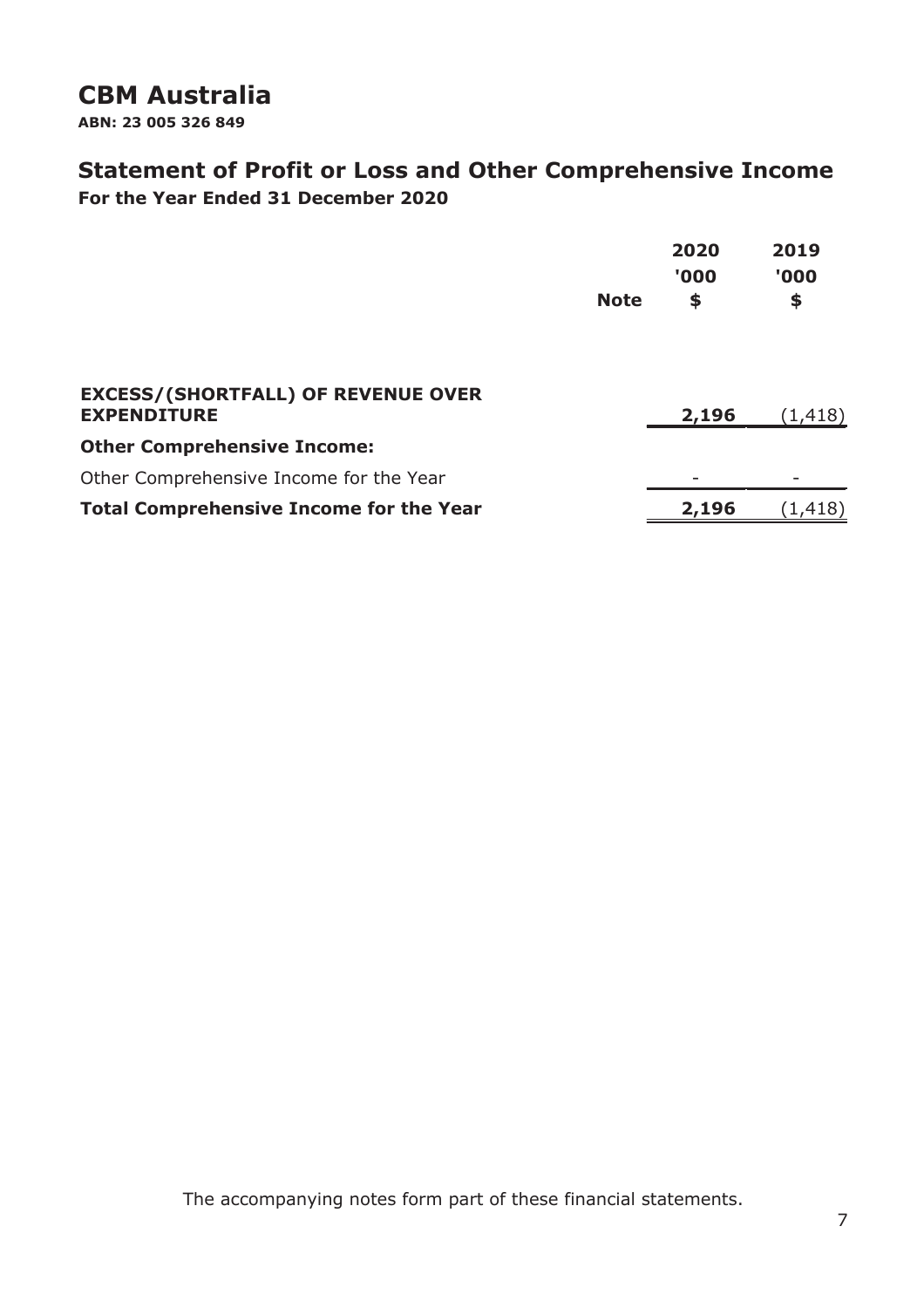# CBM Australia

**ABN: 23 005 326 849**

## Statement of Profit or Loss and Other Comprehensive Income

**For the Year Ended 31 December 2020**

| | Note | 2020 '000 $ | 2019 '000 $ |
|---|---|---|---|
| **EXCESS/(SHORTFALL) OF REVENUE OVER EXPENDITURE** | | **2,196** | (1,418) |
| **Other Comprehensive Income:** | | | |
| Other Comprehensive Income for the Year | | - | - |
| **Total Comprehensive Income for the Year** | | **2,196** | (1,418) |

The accompanying notes form part of these financial statements.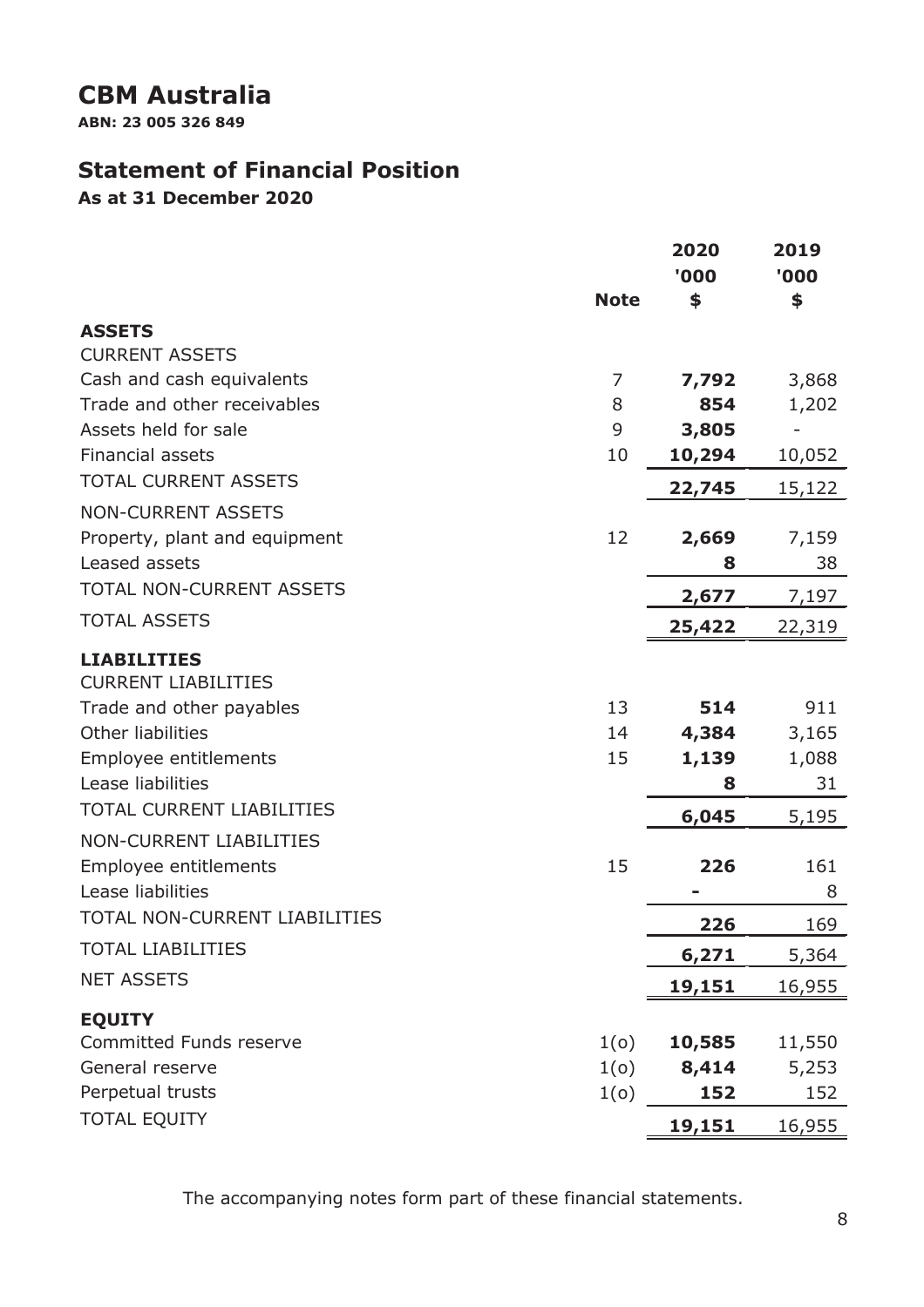# CBM Australia

**ABN: 23 005 326 849**

## Statement of Financial Position

**As at 31 December 2020**

| | Note | 2020 '000 $ | 2019 '000 $ |
|---|---|---|---|
| **ASSETS** | | | |
| CURRENT ASSETS | | | |
| Cash and cash equivalents | 7 | **7,792** | 3,868 |
| Trade and other receivables | 8 | **854** | 1,202 |
| Assets held for sale | 9 | **3,805** | - |
| Financial assets | 10 | **10,294** | 10,052 |
| TOTAL CURRENT ASSETS | | **22,745** | 15,122 |
| NON-CURRENT ASSETS | | | |
| Property, plant and equipment | 12 | **2,669** | 7,159 |
| Leased assets | | **8** | 38 |
| TOTAL NON-CURRENT ASSETS | | **2,677** | 7,197 |
| TOTAL ASSETS | | **25,422** | 22,319 |
| **LIABILITIES** | | | |
| CURRENT LIABILITIES | | | |
| Trade and other payables | 13 | **514** | 911 |
| Other liabilities | 14 | **4,384** | 3,165 |
| Employee entitlements | 15 | **1,139** | 1,088 |
| Lease liabilities | | **8** | 31 |
| TOTAL CURRENT LIABILITIES | | **6,045** | 5,195 |
| NON-CURRENT LIABILITIES | | | |
| Employee entitlements | 15 | **226** | 161 |
| Lease liabilities | | **-** | 8 |
| TOTAL NON-CURRENT LIABILITIES | | **226** | 169 |
| TOTAL LIABILITIES | | **6,271** | 5,364 |
| NET ASSETS | | **19,151** | 16,955 |
| **EQUITY** | | | |
| Committed Funds reserve | 1(o) | **10,585** | 11,550 |
| General reserve | 1(o) | **8,414** | 5,253 |
| Perpetual trusts | 1(o) | **152** | 152 |
| TOTAL EQUITY | | **19,151** | 16,955 |

The accompanying notes form part of these financial statements.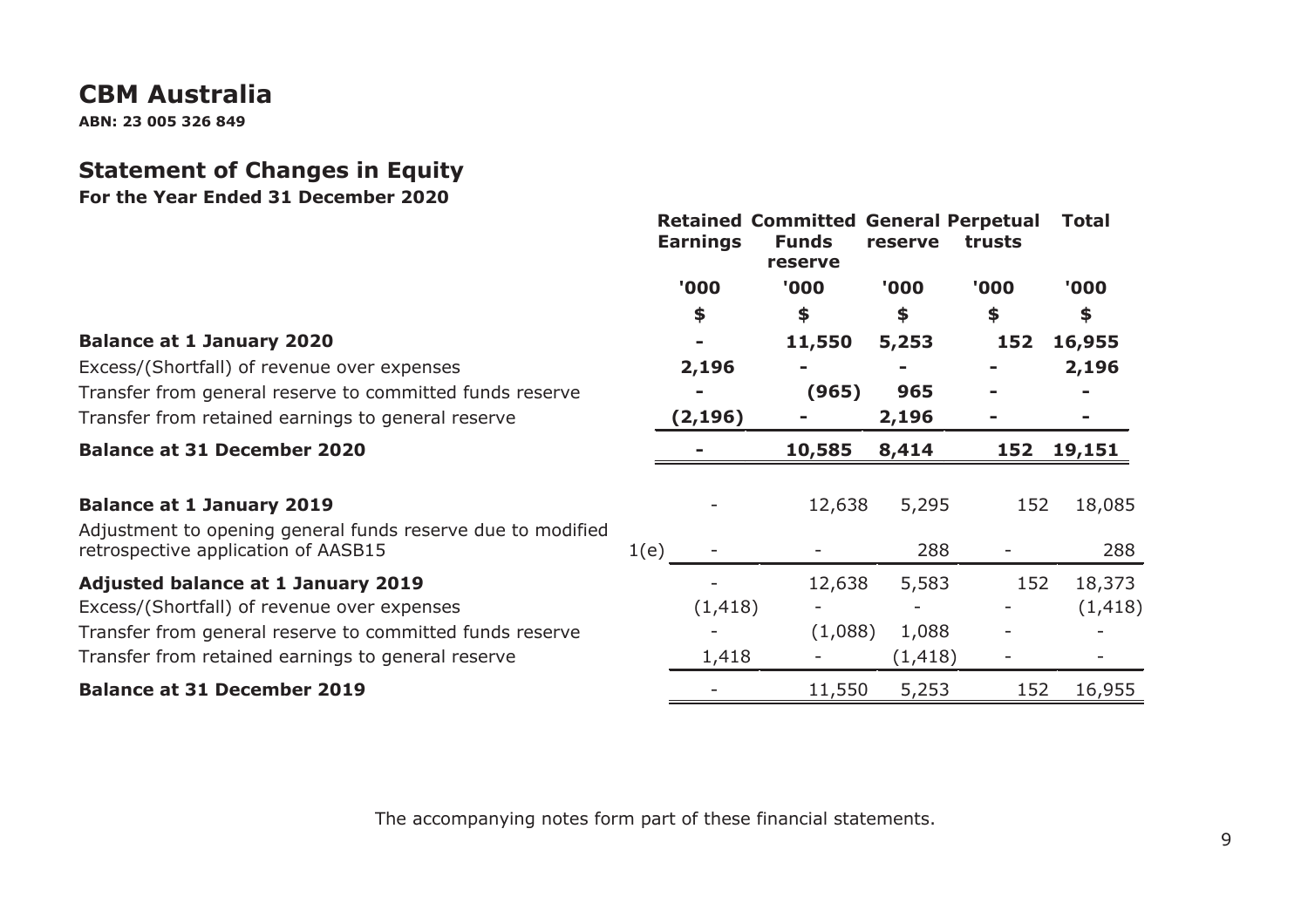# CBM Australia

**ABN: 23 005 326 849**

## Statement of Changes in Equity

**For the Year Ended 31 December 2020**

| | | Retained Earnings | Committed Funds reserve | General reserve | Perpetual trusts | Total |
|---|---|---|---|---|---|---|
| | | '000 | '000 | '000 | '000 | '000 |
| | | $ | $ | $ | $ | $ |
| **Balance at 1 January 2020** | | **-** | **11,550** | **5,253** | **152** | **16,955** |
| Excess/(Shortfall) of revenue over expenses | | **2,196** | **-** | **-** | **-** | **2,196** |
| Transfer from general reserve to committed funds reserve | | **-** | **(965)** | **965** | **-** | **-** |
| Transfer from retained earnings to general reserve | | **(2,196)** | **-** | **2,196** | **-** | **-** |
| **Balance at 31 December 2020** | | **-** | **10,585** | **8,414** | **152** | **19,151** |
| **Balance at 1 January 2019** | | - | 12,638 | 5,295 | 152 | 18,085 |
| Adjustment to opening general funds reserve due to modified retrospective application of AASB15 | 1(e) | - | - | 288 | - | 288 |
| **Adjusted balance at 1 January 2019** | | - | 12,638 | 5,583 | 152 | 18,373 |
| Excess/(Shortfall) of revenue over expenses | | (1,418) | - | - | - | (1,418) |
| Transfer from general reserve to committed funds reserve | | - | (1,088) | 1,088 | - | - |
| Transfer from retained earnings to general reserve | | 1,418 | - | (1,418) | - | - |
| **Balance at 31 December 2019** | | - | 11,550 | 5,253 | 152 | 16,955 |

The accompanying notes form part of these financial statements.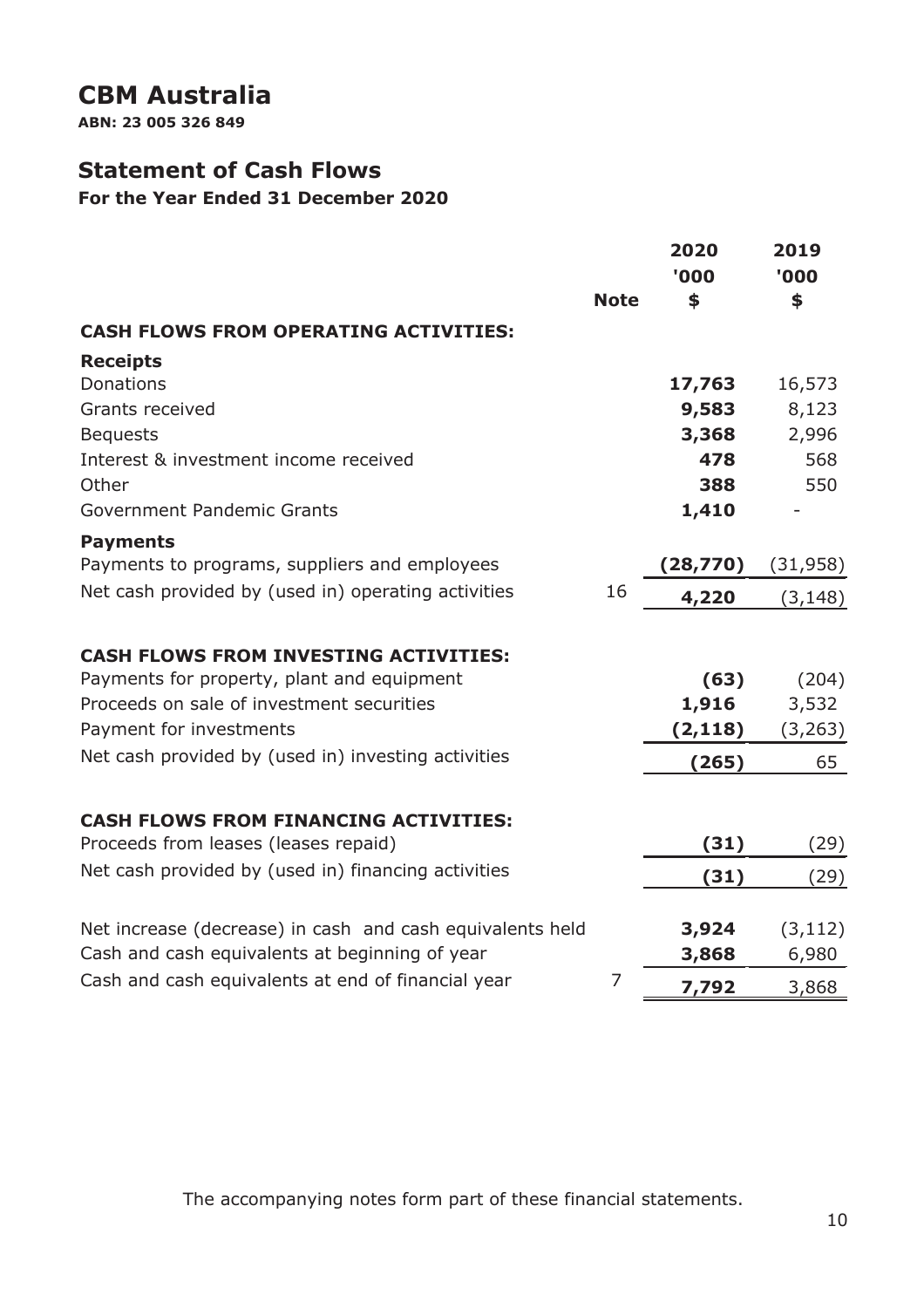# CBM Australia

**ABN: 23 005 326 849**

## Statement of Cash Flows

**For the Year Ended 31 December 2020**

| | Note | 2020 '000 $ | 2019 '000 $ |
|---|---|---|---|
| **CASH FLOWS FROM OPERATING ACTIVITIES:** | | | |
| **Receipts** | | | |
| Donations | | **17,763** | 16,573 |
| Grants received | | **9,583** | 8,123 |
| Bequests | | **3,368** | 2,996 |
| Interest & investment income received | | **478** | 568 |
| Other | | **388** | 550 |
| Government Pandemic Grants | | **1,410** | - |
| **Payments** | | | |
| Payments to programs, suppliers and employees | | **(28,770)** | (31,958) |
| Net cash provided by (used in) operating activities | 16 | **4,220** | (3,148) |
| | | | |
| **CASH FLOWS FROM INVESTING ACTIVITIES:** | | | |
| Payments for property, plant and equipment | | **(63)** | (204) |
| Proceeds on sale of investment securities | | **1,916** | 3,532 |
| Payment for investments | | **(2,118)** | (3,263) |
| Net cash provided by (used in) investing activities | | **(265)** | 65 |
| | | | |
| **CASH FLOWS FROM FINANCING ACTIVITIES:** | | | |
| Proceeds from leases (leases repaid) | | **(31)** | (29) |
| Net cash provided by (used in) financing activities | | **(31)** | (29) |
| | | | |
| Net increase (decrease) in cash and cash equivalents held | | **3,924** | (3,112) |
| Cash and cash equivalents at beginning of year | | **3,868** | 6,980 |
| Cash and cash equivalents at end of financial year | 7 | **7,792** | 3,868 |

The accompanying notes form part of these financial statements.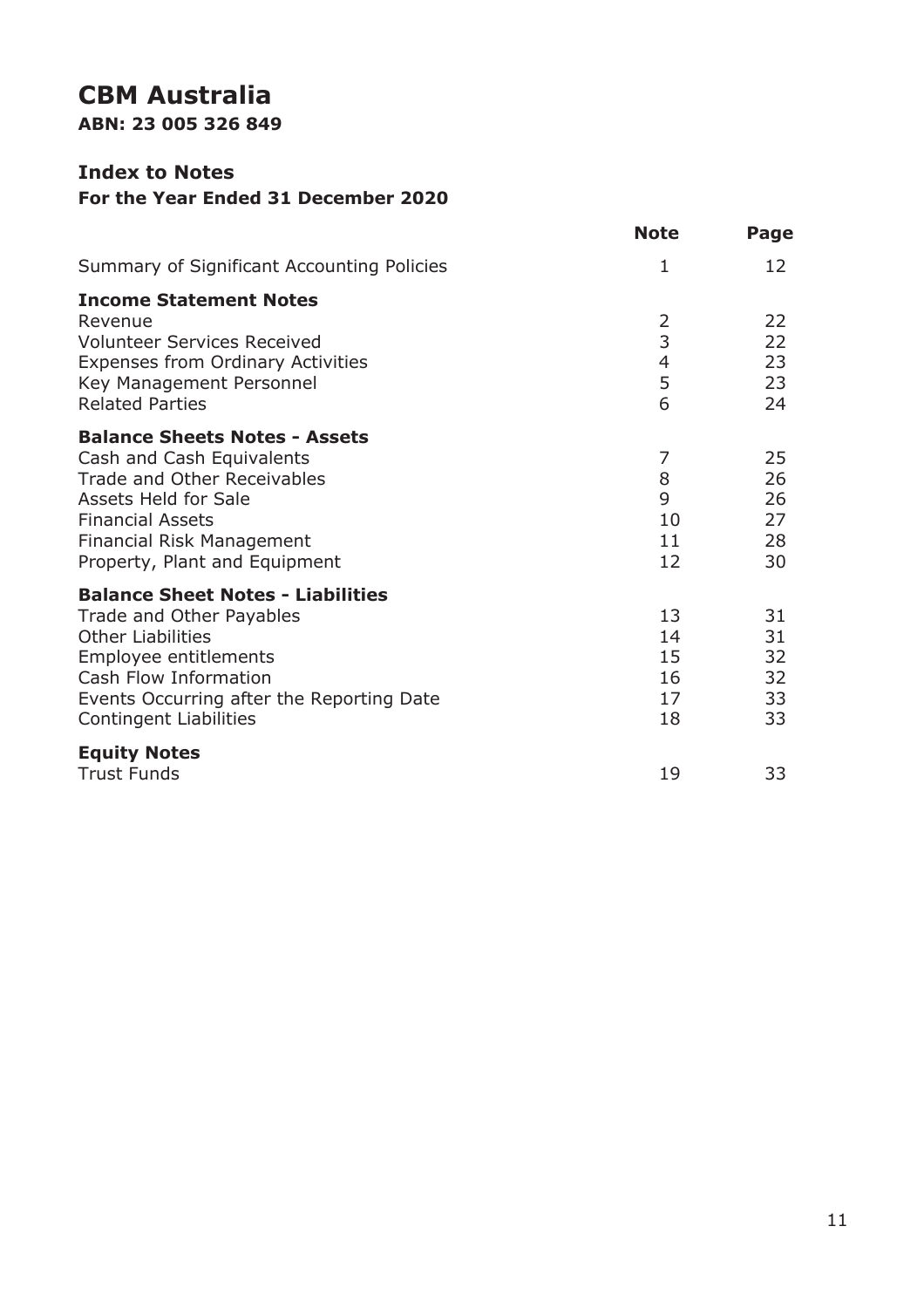# CBM Australia

**ABN: 23 005 326 849**

## Index to Notes

### For the Year Ended 31 December 2020

| | Note | Page |
|---|---|---|
| Summary of Significant Accounting Policies | 1 | 12 |
| **Income Statement Notes** | | |
| Revenue | 2 | 22 |
| Volunteer Services Received | 3 | 22 |
| Expenses from Ordinary Activities | 4 | 23 |
| Key Management Personnel | 5 | 23 |
| Related Parties | 6 | 24 |
| **Balance Sheets Notes - Assets** | | |
| Cash and Cash Equivalents | 7 | 25 |
| Trade and Other Receivables | 8 | 26 |
| Assets Held for Sale | 9 | 26 |
| Financial Assets | 10 | 27 |
| Financial Risk Management | 11 | 28 |
| Property, Plant and Equipment | 12 | 30 |
| **Balance Sheet Notes - Liabilities** | | |
| Trade and Other Payables | 13 | 31 |
| Other Liabilities | 14 | 31 |
| Employee entitlements | 15 | 32 |
| Cash Flow Information | 16 | 32 |
| Events Occurring after the Reporting Date | 17 | 33 |
| Contingent Liabilities | 18 | 33 |
| **Equity Notes** | | |
| Trust Funds | 19 | 33 |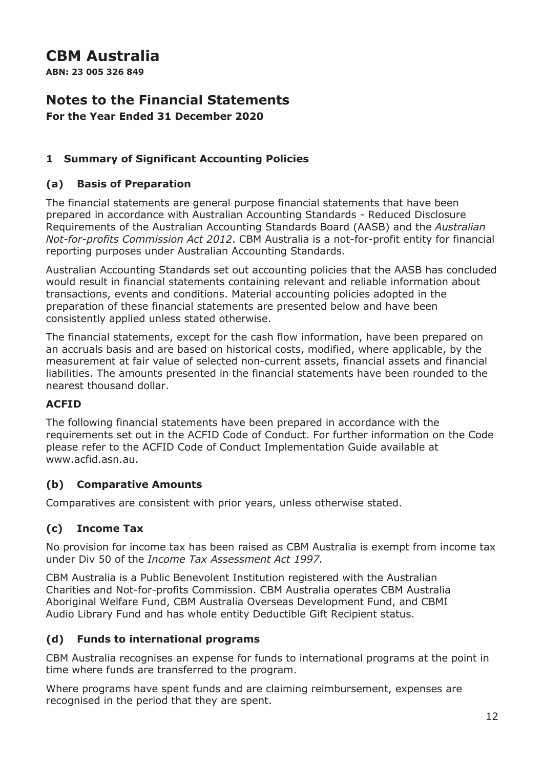# CBM Australia

**ABN: 23 005 326 849**

## Notes to the Financial Statements

**For the Year Ended 31 December 2020**

### 1 Summary of Significant Accounting Policies

#### (a) Basis of Preparation

The financial statements are general purpose financial statements that have been prepared in accordance with Australian Accounting Standards - Reduced Disclosure Requirements of the Australian Accounting Standards Board (AASB) and the *Australian Not-for-profits Commission Act 2012*. CBM Australia is a not-for-profit entity for financial reporting purposes under Australian Accounting Standards.

Australian Accounting Standards set out accounting policies that the AASB has concluded would result in financial statements containing relevant and reliable information about transactions, events and conditions. Material accounting policies adopted in the preparation of these financial statements are presented below and have been consistently applied unless stated otherwise.

The financial statements, except for the cash flow information, have been prepared on an accruals basis and are based on historical costs, modified, where applicable, by the measurement at fair value of selected non-current assets, financial assets and financial liabilities. The amounts presented in the financial statements have been rounded to the nearest thousand dollar.

**ACFID**

The following financial statements have been prepared in accordance with the requirements set out in the ACFID Code of Conduct. For further information on the Code please refer to the ACFID Code of Conduct Implementation Guide available at www.acfid.asn.au.

#### (b) Comparative Amounts

Comparatives are consistent with prior years, unless otherwise stated.

#### (c) Income Tax

No provision for income tax has been raised as CBM Australia is exempt from income tax under Div 50 of the *Income Tax Assessment Act 1997.*

CBM Australia is a Public Benevolent Institution registered with the Australian Charities and Not-for-profits Commission. CBM Australia operates CBM Australia Aboriginal Welfare Fund, CBM Australia Overseas Development Fund, and CBMI Audio Library Fund and has whole entity Deductible Gift Recipient status.

#### (d) Funds to international programs

CBM Australia recognises an expense for funds to international programs at the point in time where funds are transferred to the program.

Where programs have spent funds and are claiming reimbursement, expenses are recognised in the period that they are spent.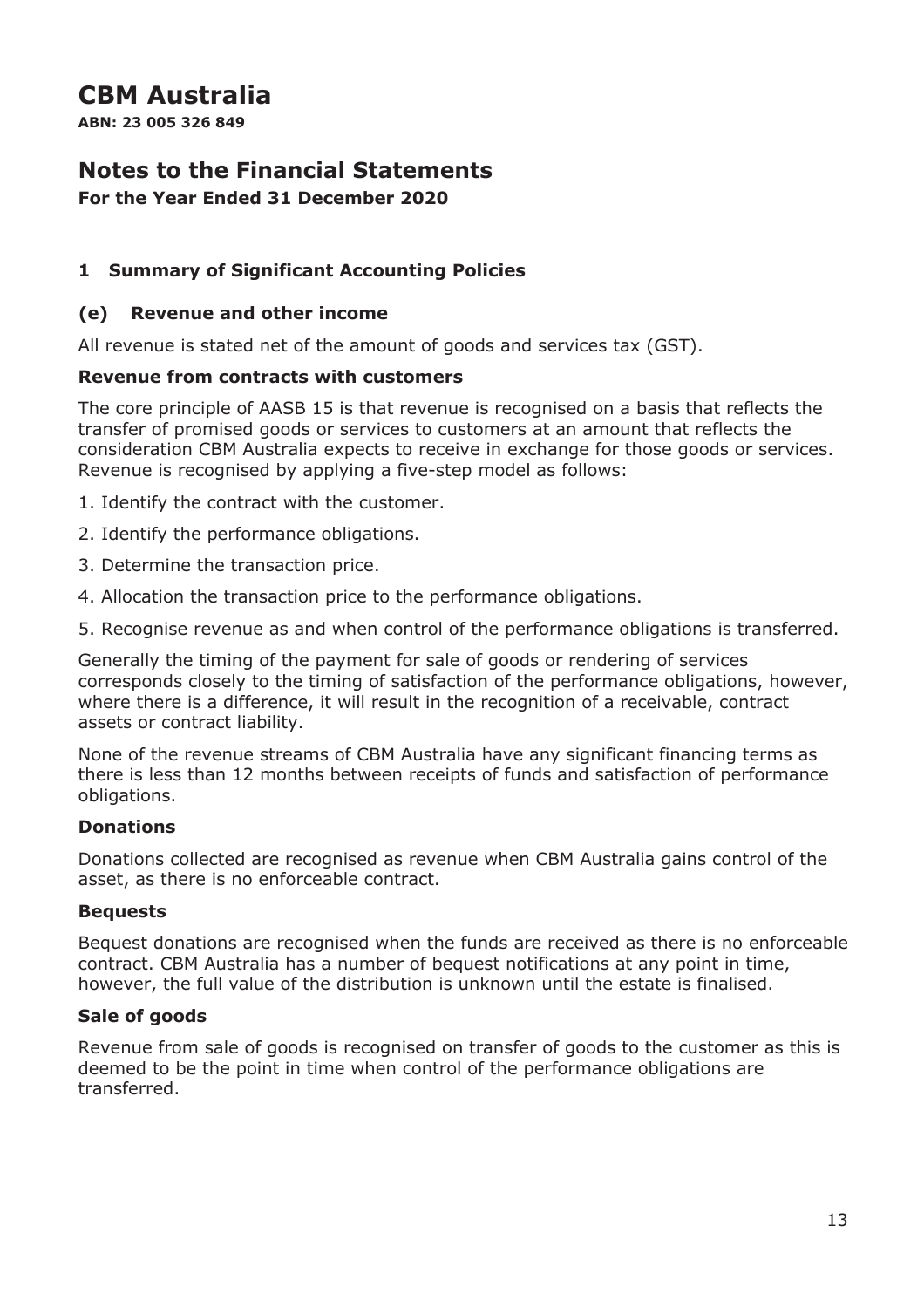# CBM Australia

**ABN: 23 005 326 849**

## Notes to the Financial Statements

**For the Year Ended 31 December 2020**

### 1 Summary of Significant Accounting Policies

#### (e) Revenue and other income

All revenue is stated net of the amount of goods and services tax (GST).

**Revenue from contracts with customers**

The core principle of AASB 15 is that revenue is recognised on a basis that reflects the transfer of promised goods or services to customers at an amount that reflects the consideration CBM Australia expects to receive in exchange for those goods or services. Revenue is recognised by applying a five-step model as follows:

1. Identify the contract with the customer.
2. Identify the performance obligations.
3. Determine the transaction price.
4. Allocation the transaction price to the performance obligations.
5. Recognise revenue as and when control of the performance obligations is transferred.

Generally the timing of the payment for sale of goods or rendering of services corresponds closely to the timing of satisfaction of the performance obligations, however, where there is a difference, it will result in the recognition of a receivable, contract assets or contract liability.

None of the revenue streams of CBM Australia have any significant financing terms as there is less than 12 months between receipts of funds and satisfaction of performance obligations.

**Donations**

Donations collected are recognised as revenue when CBM Australia gains control of the asset, as there is no enforceable contract.

**Bequests**

Bequest donations are recognised when the funds are received as there is no enforceable contract. CBM Australia has a number of bequest notifications at any point in time, however, the full value of the distribution is unknown until the estate is finalised.

**Sale of goods**

Revenue from sale of goods is recognised on transfer of goods to the customer as this is deemed to be the point in time when control of the performance obligations are transferred.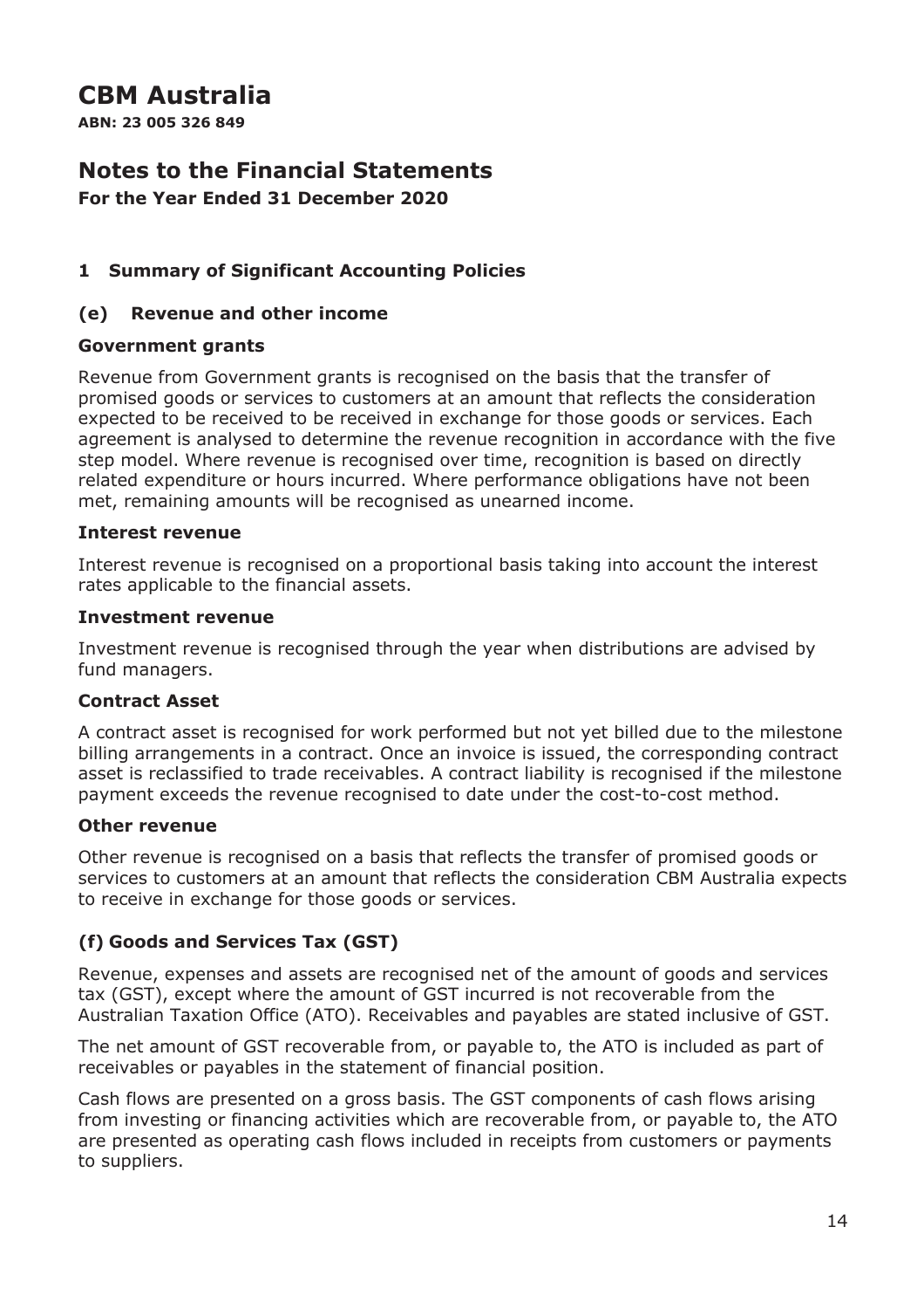# CBM Australia

**ABN: 23 005 326 849**

## Notes to the Financial Statements

**For the Year Ended 31 December 2020**

### 1 Summary of Significant Accounting Policies

### (e) Revenue and other income

**Government grants**

Revenue from Government grants is recognised on the basis that the transfer of promised goods or services to customers at an amount that reflects the consideration expected to be received to be received in exchange for those goods or services. Each agreement is analysed to determine the revenue recognition in accordance with the five step model. Where revenue is recognised over time, recognition is based on directly related expenditure or hours incurred. Where performance obligations have not been met, remaining amounts will be recognised as unearned income.

**Interest revenue**

Interest revenue is recognised on a proportional basis taking into account the interest rates applicable to the financial assets.

**Investment revenue**

Investment revenue is recognised through the year when distributions are advised by fund managers.

**Contract Asset**

A contract asset is recognised for work performed but not yet billed due to the milestone billing arrangements in a contract. Once an invoice is issued, the corresponding contract asset is reclassified to trade receivables. A contract liability is recognised if the milestone payment exceeds the revenue recognised to date under the cost-to-cost method.

**Other revenue**

Other revenue is recognised on a basis that reflects the transfer of promised goods or services to customers at an amount that reflects the consideration CBM Australia expects to receive in exchange for those goods or services.

### (f) Goods and Services Tax (GST)

Revenue, expenses and assets are recognised net of the amount of goods and services tax (GST), except where the amount of GST incurred is not recoverable from the Australian Taxation Office (ATO). Receivables and payables are stated inclusive of GST.

The net amount of GST recoverable from, or payable to, the ATO is included as part of receivables or payables in the statement of financial position.

Cash flows are presented on a gross basis. The GST components of cash flows arising from investing or financing activities which are recoverable from, or payable to, the ATO are presented as operating cash flows included in receipts from customers or payments to suppliers.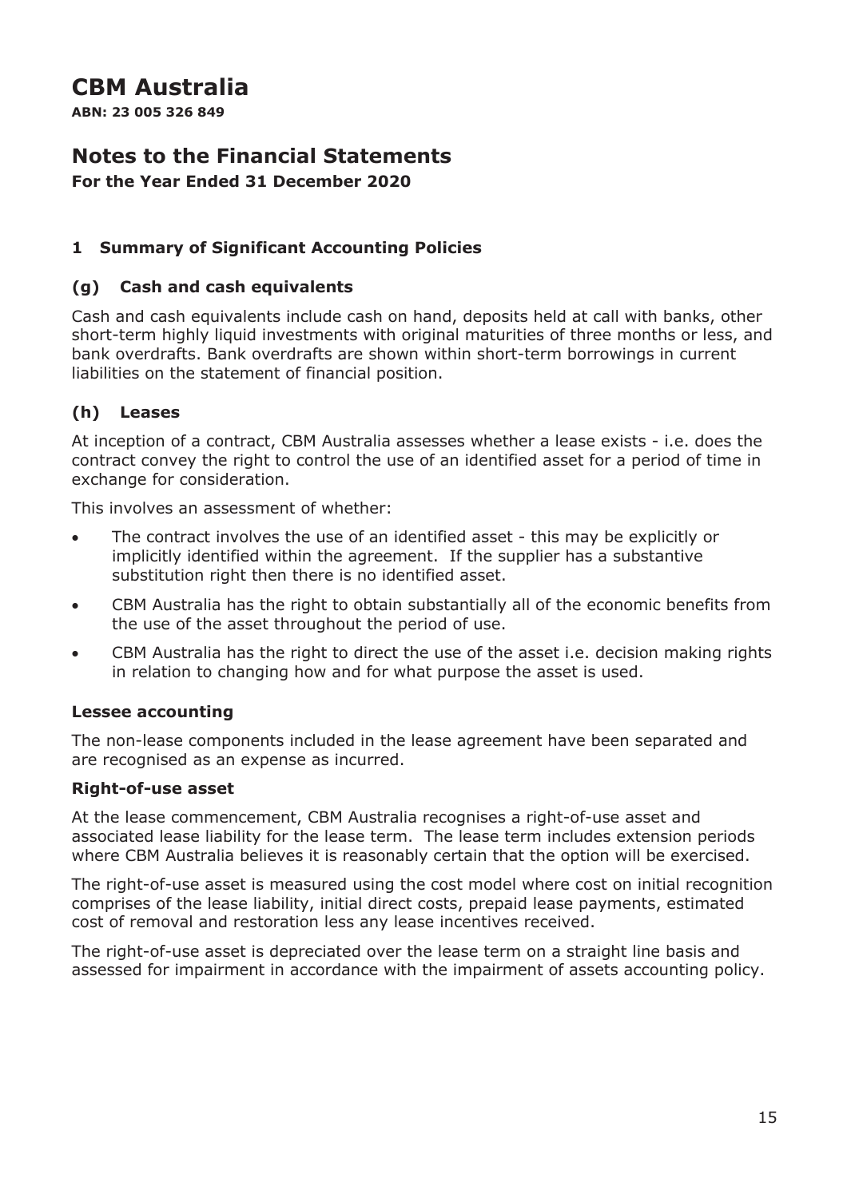# CBM Australia

**ABN: 23 005 326 849**

## Notes to the Financial Statements

**For the Year Ended 31 December 2020**

### 1 Summary of Significant Accounting Policies

#### (g) Cash and cash equivalents

Cash and cash equivalents include cash on hand, deposits held at call with banks, other short-term highly liquid investments with original maturities of three months or less, and bank overdrafts. Bank overdrafts are shown within short-term borrowings in current liabilities on the statement of financial position.

#### (h) Leases

At inception of a contract, CBM Australia assesses whether a lease exists - i.e. does the contract convey the right to control the use of an identified asset for a period of time in exchange for consideration.

This involves an assessment of whether:

- The contract involves the use of an identified asset - this may be explicitly or implicitly identified within the agreement. If the supplier has a substantive substitution right then there is no identified asset.
- CBM Australia has the right to obtain substantially all of the economic benefits from the use of the asset throughout the period of use.
- CBM Australia has the right to direct the use of the asset i.e. decision making rights in relation to changing how and for what purpose the asset is used.

**Lessee accounting**

The non-lease components included in the lease agreement have been separated and are recognised as an expense as incurred.

**Right-of-use asset**

At the lease commencement, CBM Australia recognises a right-of-use asset and associated lease liability for the lease term. The lease term includes extension periods where CBM Australia believes it is reasonably certain that the option will be exercised.

The right-of-use asset is measured using the cost model where cost on initial recognition comprises of the lease liability, initial direct costs, prepaid lease payments, estimated cost of removal and restoration less any lease incentives received.

The right-of-use asset is depreciated over the lease term on a straight line basis and assessed for impairment in accordance with the impairment of assets accounting policy.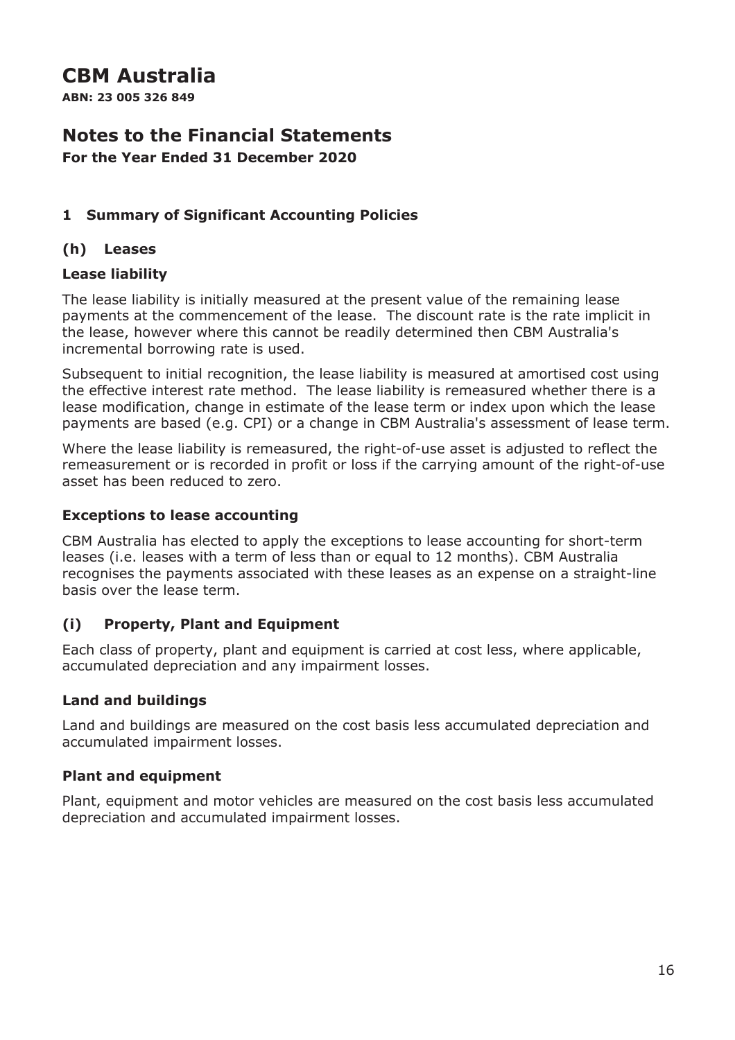# CBM Australia

**ABN: 23 005 326 849**

# Notes to the Financial Statements

**For the Year Ended 31 December 2020**

## 1 Summary of Significant Accounting Policies

### (h) Leases

#### Lease liability

The lease liability is initially measured at the present value of the remaining lease payments at the commencement of the lease. The discount rate is the rate implicit in the lease, however where this cannot be readily determined then CBM Australia's incremental borrowing rate is used.

Subsequent to initial recognition, the lease liability is measured at amortised cost using the effective interest rate method. The lease liability is remeasured whether there is a lease modification, change in estimate of the lease term or index upon which the lease payments are based (e.g. CPI) or a change in CBM Australia's assessment of lease term.

Where the lease liability is remeasured, the right-of-use asset is adjusted to reflect the remeasurement or is recorded in profit or loss if the carrying amount of the right-of-use asset has been reduced to zero.

#### Exceptions to lease accounting

CBM Australia has elected to apply the exceptions to lease accounting for short-term leases (i.e. leases with a term of less than or equal to 12 months). CBM Australia recognises the payments associated with these leases as an expense on a straight-line basis over the lease term.

### (i) Property, Plant and Equipment

Each class of property, plant and equipment is carried at cost less, where applicable, accumulated depreciation and any impairment losses.

#### Land and buildings

Land and buildings are measured on the cost basis less accumulated depreciation and accumulated impairment losses.

#### Plant and equipment

Plant, equipment and motor vehicles are measured on the cost basis less accumulated depreciation and accumulated impairment losses.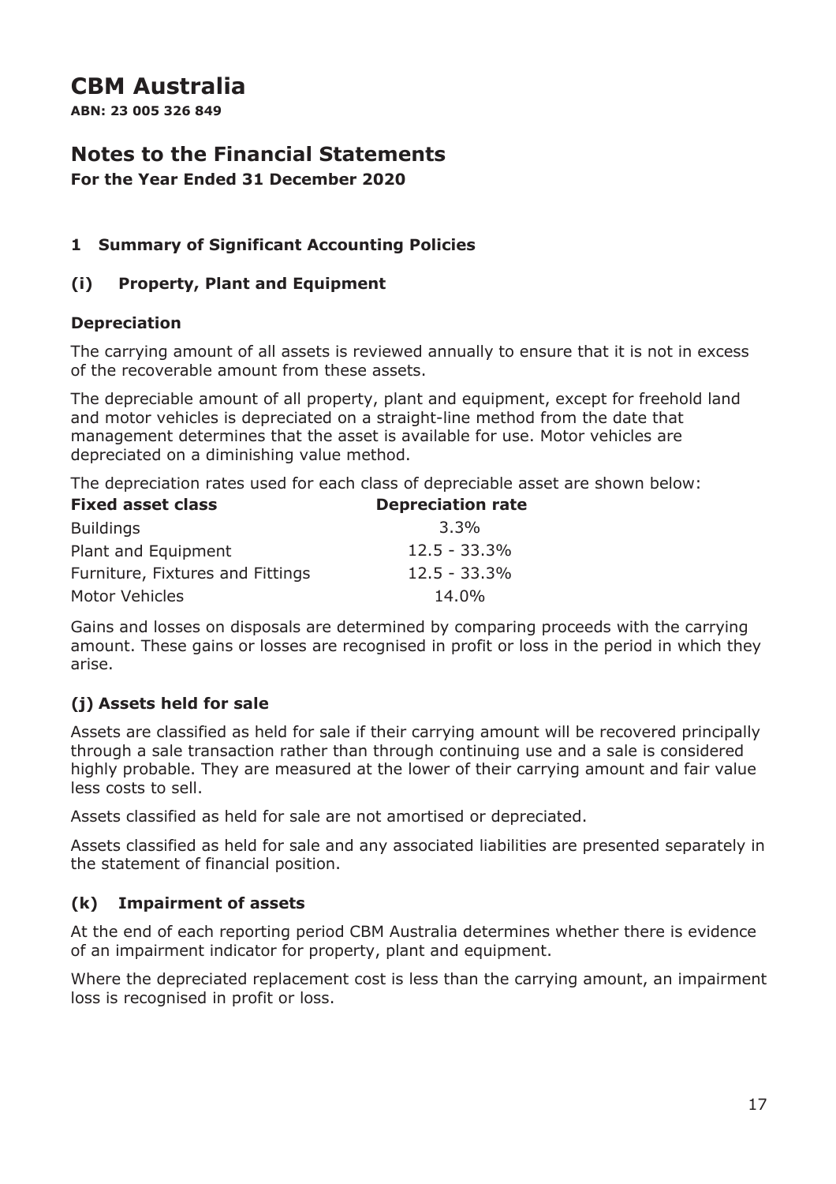# CBM Australia

**ABN: 23 005 326 849**

## Notes to the Financial Statements

**For the Year Ended 31 December 2020**

### 1 Summary of Significant Accounting Policies

### (i) Property, Plant and Equipment

#### Depreciation

The carrying amount of all assets is reviewed annually to ensure that it is not in excess of the recoverable amount from these assets.

The depreciable amount of all property, plant and equipment, except for freehold land and motor vehicles is depreciated on a straight-line method from the date that management determines that the asset is available for use. Motor vehicles are depreciated on a diminishing value method.

The depreciation rates used for each class of depreciable asset are shown below:

| Fixed asset class | Depreciation rate |
|---|---|
| Buildings | 3.3% |
| Plant and Equipment | 12.5 - 33.3% |
| Furniture, Fixtures and Fittings | 12.5 - 33.3% |
| Motor Vehicles | 14.0% |

Gains and losses on disposals are determined by comparing proceeds with the carrying amount. These gains or losses are recognised in profit or loss in the period in which they arise.

### (j) Assets held for sale

Assets are classified as held for sale if their carrying amount will be recovered principally through a sale transaction rather than through continuing use and a sale is considered highly probable. They are measured at the lower of their carrying amount and fair value less costs to sell.

Assets classified as held for sale are not amortised or depreciated.

Assets classified as held for sale and any associated liabilities are presented separately in the statement of financial position.

### (k) Impairment of assets

At the end of each reporting period CBM Australia determines whether there is evidence of an impairment indicator for property, plant and equipment.

Where the depreciated replacement cost is less than the carrying amount, an impairment loss is recognised in profit or loss.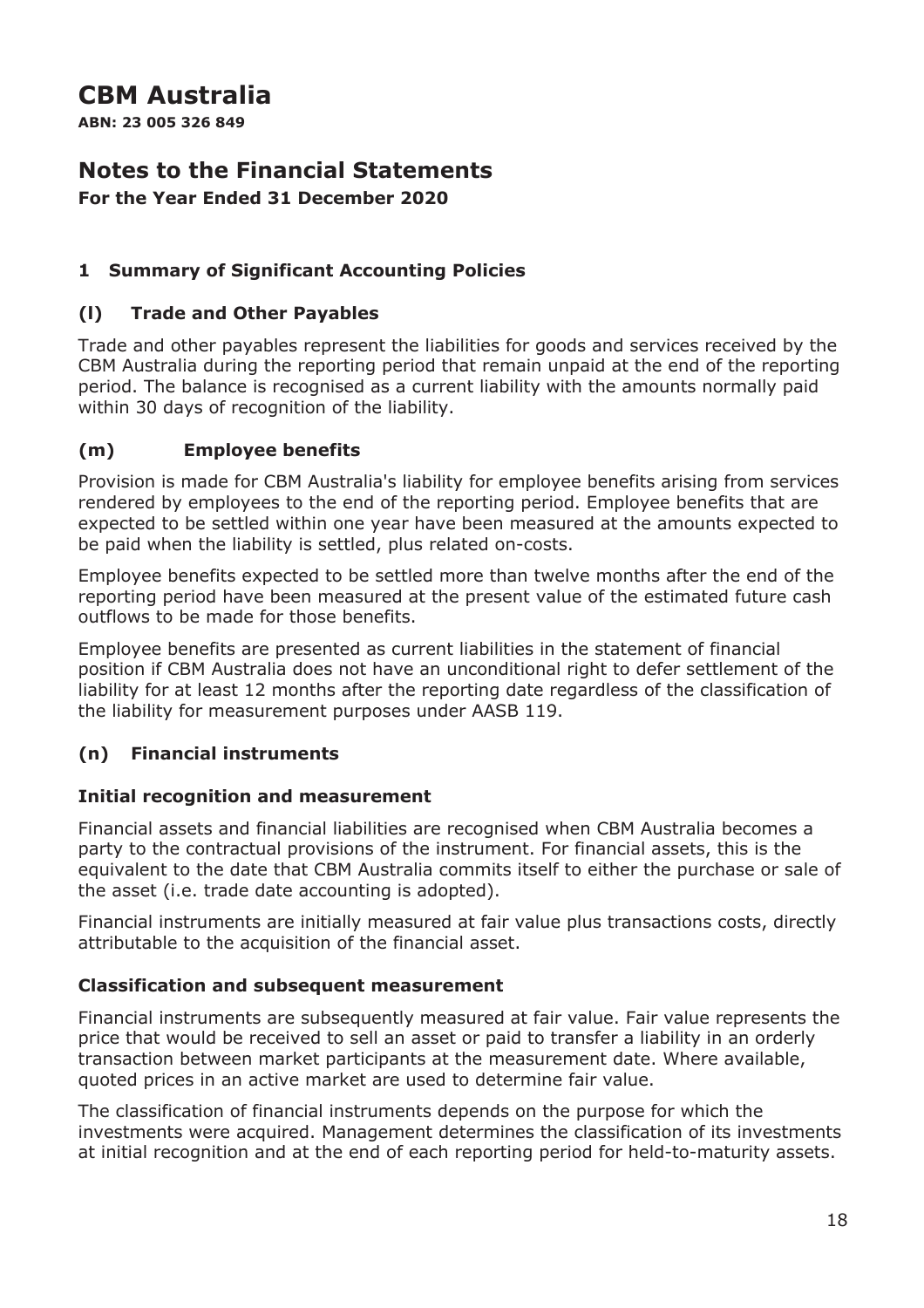# CBM Australia

**ABN: 23 005 326 849**

## Notes to the Financial Statements

**For the Year Ended 31 December 2020**

### 1 Summary of Significant Accounting Policies

### (l) Trade and Other Payables

Trade and other payables represent the liabilities for goods and services received by the CBM Australia during the reporting period that remain unpaid at the end of the reporting period. The balance is recognised as a current liability with the amounts normally paid within 30 days of recognition of the liability.

### (m) Employee benefits

Provision is made for CBM Australia's liability for employee benefits arising from services rendered by employees to the end of the reporting period. Employee benefits that are expected to be settled within one year have been measured at the amounts expected to be paid when the liability is settled, plus related on-costs.

Employee benefits expected to be settled more than twelve months after the end of the reporting period have been measured at the present value of the estimated future cash outflows to be made for those benefits.

Employee benefits are presented as current liabilities in the statement of financial position if CBM Australia does not have an unconditional right to defer settlement of the liability for at least 12 months after the reporting date regardless of the classification of the liability for measurement purposes under AASB 119.

### (n) Financial instruments

#### Initial recognition and measurement

Financial assets and financial liabilities are recognised when CBM Australia becomes a party to the contractual provisions of the instrument. For financial assets, this is the equivalent to the date that CBM Australia commits itself to either the purchase or sale of the asset (i.e. trade date accounting is adopted).

Financial instruments are initially measured at fair value plus transactions costs, directly attributable to the acquisition of the financial asset.

#### Classification and subsequent measurement

Financial instruments are subsequently measured at fair value. Fair value represents the price that would be received to sell an asset or paid to transfer a liability in an orderly transaction between market participants at the measurement date. Where available, quoted prices in an active market are used to determine fair value.

The classification of financial instruments depends on the purpose for which the investments were acquired. Management determines the classification of its investments at initial recognition and at the end of each reporting period for held-to-maturity assets.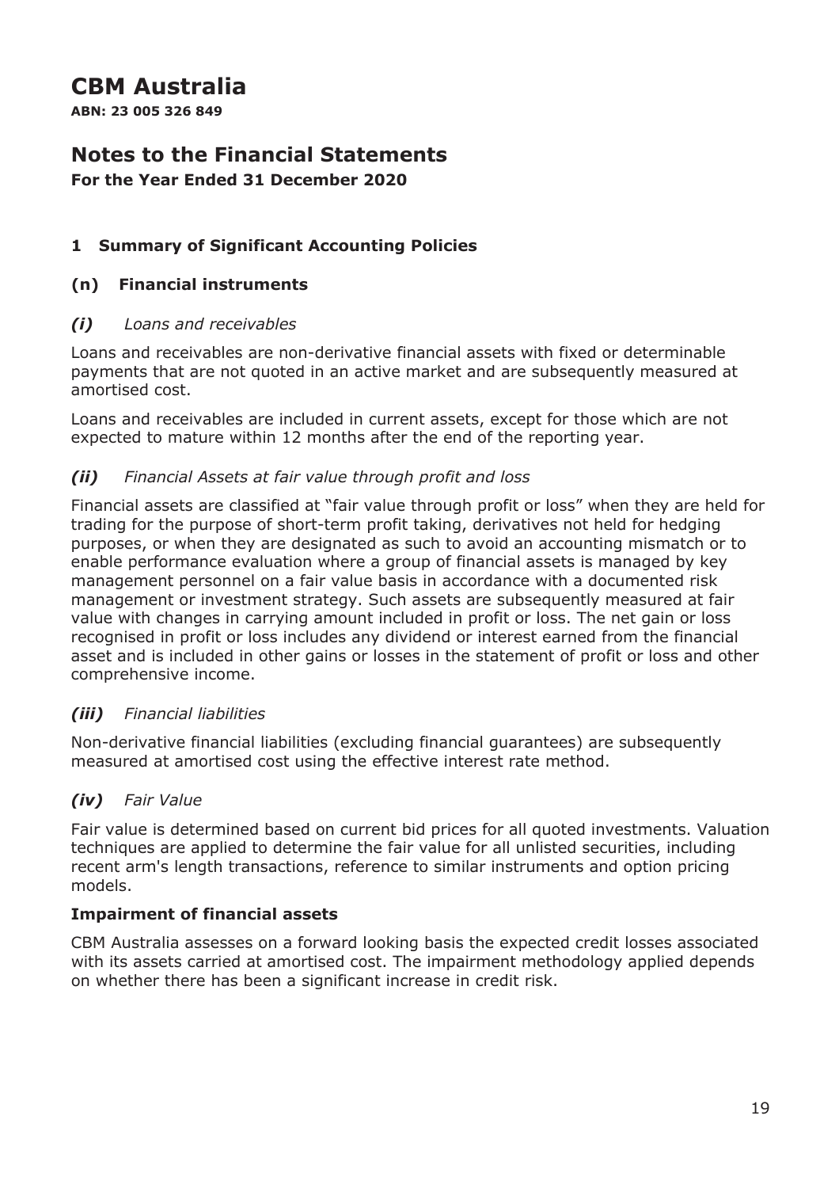# CBM Australia

**ABN: 23 005 326 849**

## Notes to the Financial Statements

**For the Year Ended 31 December 2020**

### 1 Summary of Significant Accounting Policies

### (n) Financial instruments

#### *(i) Loans and receivables*

Loans and receivables are non-derivative financial assets with fixed or determinable payments that are not quoted in an active market and are subsequently measured at amortised cost.

Loans and receivables are included in current assets, except for those which are not expected to mature within 12 months after the end of the reporting year.

#### *(ii) Financial Assets at fair value through profit and loss*

Financial assets are classified at "fair value through profit or loss" when they are held for trading for the purpose of short-term profit taking, derivatives not held for hedging purposes, or when they are designated as such to avoid an accounting mismatch or to enable performance evaluation where a group of financial assets is managed by key management personnel on a fair value basis in accordance with a documented risk management or investment strategy. Such assets are subsequently measured at fair value with changes in carrying amount included in profit or loss. The net gain or loss recognised in profit or loss includes any dividend or interest earned from the financial asset and is included in other gains or losses in the statement of profit or loss and other comprehensive income.

#### *(iii) Financial liabilities*

Non-derivative financial liabilities (excluding financial guarantees) are subsequently measured at amortised cost using the effective interest rate method.

#### *(iv) Fair Value*

Fair value is determined based on current bid prices for all quoted investments. Valuation techniques are applied to determine the fair value for all unlisted securities, including recent arm's length transactions, reference to similar instruments and option pricing models.

**Impairment of financial assets**

CBM Australia assesses on a forward looking basis the expected credit losses associated with its assets carried at amortised cost. The impairment methodology applied depends on whether there has been a significant increase in credit risk.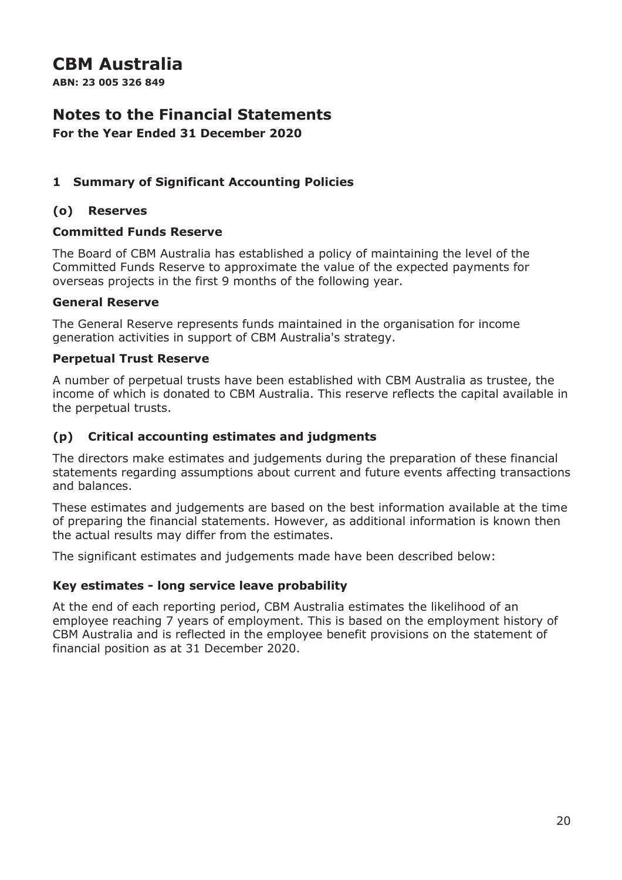# CBM Australia

**ABN: 23 005 326 849**

## Notes to the Financial Statements

**For the Year Ended 31 December 2020**

### 1 Summary of Significant Accounting Policies

#### (o) Reserves

**Committed Funds Reserve**

The Board of CBM Australia has established a policy of maintaining the level of the Committed Funds Reserve to approximate the value of the expected payments for overseas projects in the first 9 months of the following year.

**General Reserve**

The General Reserve represents funds maintained in the organisation for income generation activities in support of CBM Australia's strategy.

**Perpetual Trust Reserve**

A number of perpetual trusts have been established with CBM Australia as trustee, the income of which is donated to CBM Australia. This reserve reflects the capital available in the perpetual trusts.

#### (p) Critical accounting estimates and judgments

The directors make estimates and judgements during the preparation of these financial statements regarding assumptions about current and future events affecting transactions and balances.

These estimates and judgements are based on the best information available at the time of preparing the financial statements. However, as additional information is known then the actual results may differ from the estimates.

The significant estimates and judgements made have been described below:

**Key estimates - long service leave probability**

At the end of each reporting period, CBM Australia estimates the likelihood of an employee reaching 7 years of employment. This is based on the employment history of CBM Australia and is reflected in the employee benefit provisions on the statement of financial position as at 31 December 2020.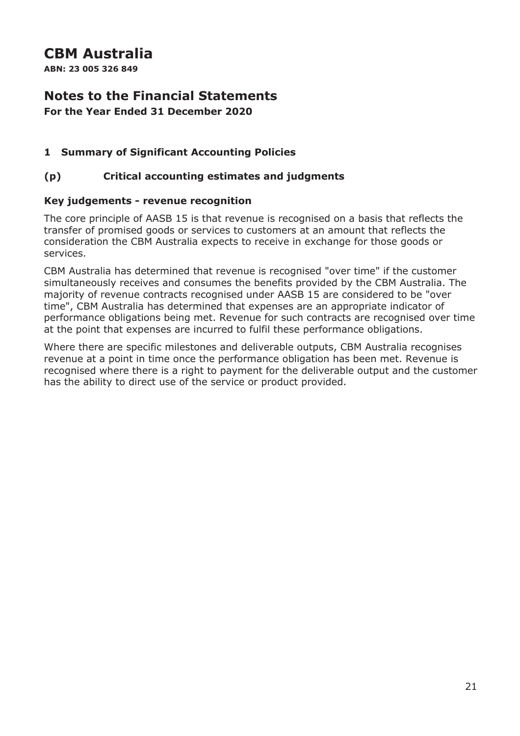# CBM Australia

**ABN: 23 005 326 849**

## Notes to the Financial Statements

**For the Year Ended 31 December 2020**

### 1 Summary of Significant Accounting Policies

### (p) Critical accounting estimates and judgments

#### Key judgements - revenue recognition

The core principle of AASB 15 is that revenue is recognised on a basis that reflects the transfer of promised goods or services to customers at an amount that reflects the consideration the CBM Australia expects to receive in exchange for those goods or services.

CBM Australia has determined that revenue is recognised "over time" if the customer simultaneously receives and consumes the benefits provided by the CBM Australia. The majority of revenue contracts recognised under AASB 15 are considered to be "over time", CBM Australia has determined that expenses are an appropriate indicator of performance obligations being met. Revenue for such contracts are recognised over time at the point that expenses are incurred to fulfil these performance obligations.

Where there are specific milestones and deliverable outputs, CBM Australia recognises revenue at a point in time once the performance obligation has been met. Revenue is recognised where there is a right to payment for the deliverable output and the customer has the ability to direct use of the service or product provided.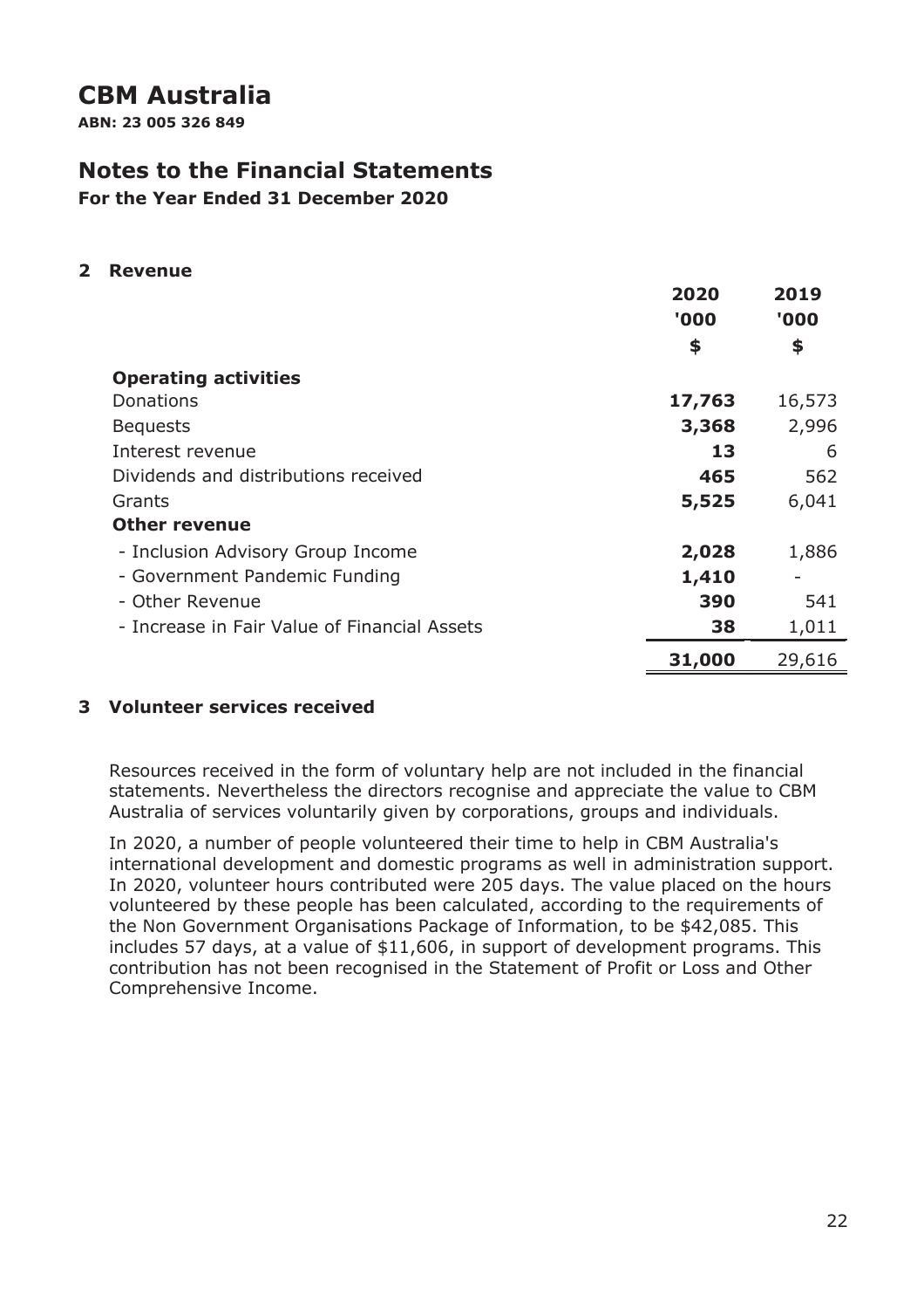# CBM Australia

**ABN: 23 005 326 849**

## Notes to the Financial Statements

**For the Year Ended 31 December 2020**

### 2 Revenue

| | 2020 '000 $ | 2019 '000 $ |
|---|---|---|
| **Operating activities** | | |
| Donations | **17,763** | 16,573 |
| Bequests | **3,368** | 2,996 |
| Interest revenue | **13** | 6 |
| Dividends and distributions received | **465** | 562 |
| Grants | **5,525** | 6,041 |
| **Other revenue** | | |
| - Inclusion Advisory Group Income | **2,028** | 1,886 |
| - Government Pandemic Funding | **1,410** | - |
| - Other Revenue | **390** | 541 |
| - Increase in Fair Value of Financial Assets | **38** | 1,011 |
| | **31,000** | 29,616 |

### 3 Volunteer services received

Resources received in the form of voluntary help are not included in the financial statements. Nevertheless the directors recognise and appreciate the value to CBM Australia of services voluntarily given by corporations, groups and individuals.

In 2020, a number of people volunteered their time to help in CBM Australia's international development and domestic programs as well in administration support. In 2020, volunteer hours contributed were 205 days. The value placed on the hours volunteered by these people has been calculated, according to the requirements of the Non Government Organisations Package of Information, to be $42,085. This includes 57 days, at a value of $11,606, in support of development programs. This contribution has not been recognised in the Statement of Profit or Loss and Other Comprehensive Income.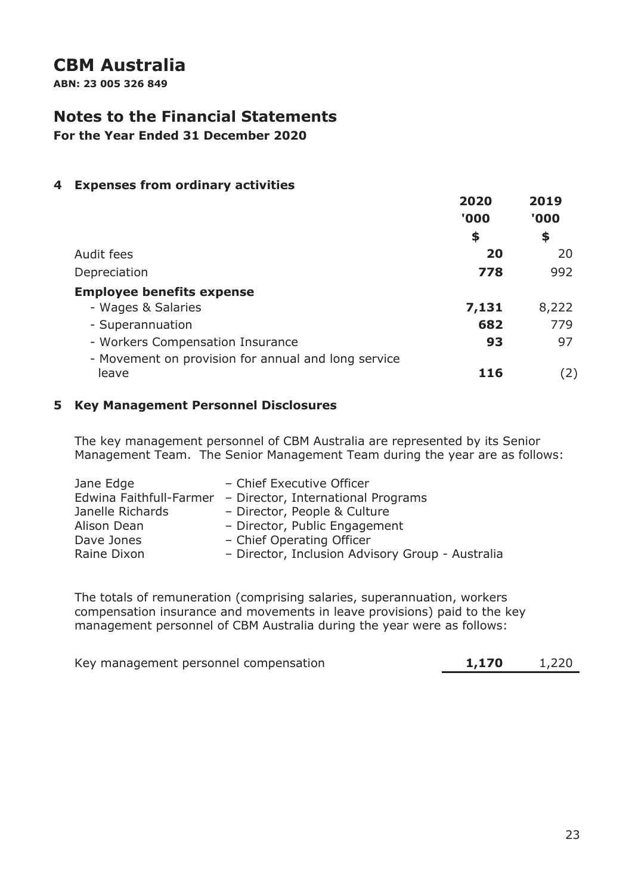# CBM Australia

**ABN: 23 005 326 849**

## Notes to the Financial Statements

**For the Year Ended 31 December 2020**

### 4 Expenses from ordinary activities

| | 2020<br>'000<br>$ | 2019<br>'000<br>$ |
|---|---|---|
| Audit fees | **20** | 20 |
| Depreciation | **778** | 992 |
| **Employee benefits expense** | | |
| - Wages & Salaries | **7,131** | 8,222 |
| - Superannuation | **682** | 779 |
| - Workers Compensation Insurance | **93** | 97 |
| - Movement on provision for annual and long service leave | **116** | (2) |

### 5 Key Management Personnel Disclosures

The key management personnel of CBM Australia are represented by its Senior Management Team. The Senior Management Team during the year are as follows:

| | |
|---|---|
| Jane Edge | – Chief Executive Officer |
| Edwina Faithfull-Farmer | – Director, International Programs |
| Janelle Richards | – Director, People & Culture |
| Alison Dean | – Director, Public Engagement |
| Dave Jones | – Chief Operating Officer |
| Raine Dixon | – Director, Inclusion Advisory Group - Australia |

The totals of remuneration (comprising salaries, superannuation, workers compensation insurance and movements in leave provisions) paid to the key management personnel of CBM Australia during the year were as follows:

| | 2020 | 2019 |
|---|---|---|
| Key management personnel compensation | **1,170** | 1,220 |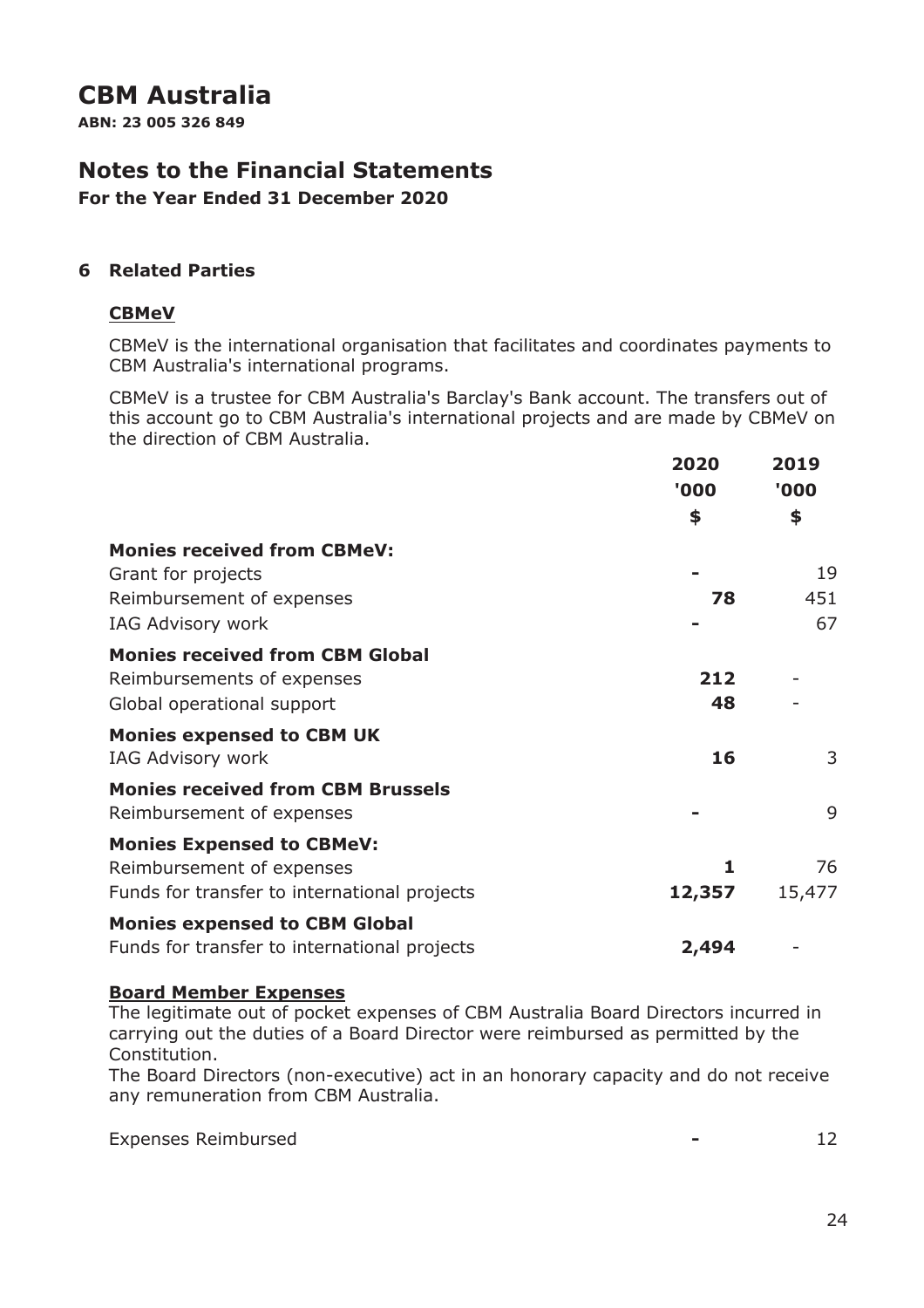# CBM Australia

**ABN: 23 005 326 849**

# Notes to the Financial Statements

**For the Year Ended 31 December 2020**

## 6 Related Parties

### CBMeV

CBMeV is the international organisation that facilitates and coordinates payments to CBM Australia's international programs.

CBMeV is a trustee for CBM Australia's Barclay's Bank account. The transfers out of this account go to CBM Australia's international projects and are made by CBMeV on the direction of CBM Australia.

| | 2020<br>'000<br>$ | 2019<br>'000<br>$ |
|---|---|---|
| **Monies received from CBMeV:** | | |
| Grant for projects | **-** | 19 |
| Reimbursement of expenses | **78** | 451 |
| IAG Advisory work | **-** | 67 |
| **Monies received from CBM Global** | | |
| Reimbursements of expenses | **212** | - |
| Global operational support | **48** | - |
| **Monies expensed to CBM UK** | | |
| IAG Advisory work | **16** | 3 |
| **Monies received from CBM Brussels** | | |
| Reimbursement of expenses | **-** | 9 |
| **Monies Expensed to CBMeV:** | | |
| Reimbursement of expenses | **1** | 76 |
| Funds for transfer to international projects | **12,357** | 15,477 |
| **Monies expensed to CBM Global** | | |
| Funds for transfer to international projects | **2,494** | - |

### Board Member Expenses

The legitimate out of pocket expenses of CBM Australia Board Directors incurred in carrying out the duties of a Board Director were reimbursed as permitted by the Constitution.

The Board Directors (non-executive) act in an honorary capacity and do not receive any remuneration from CBM Australia.

| | | |
|---|---|---|
| Expenses Reimbursed | **-** | 12 |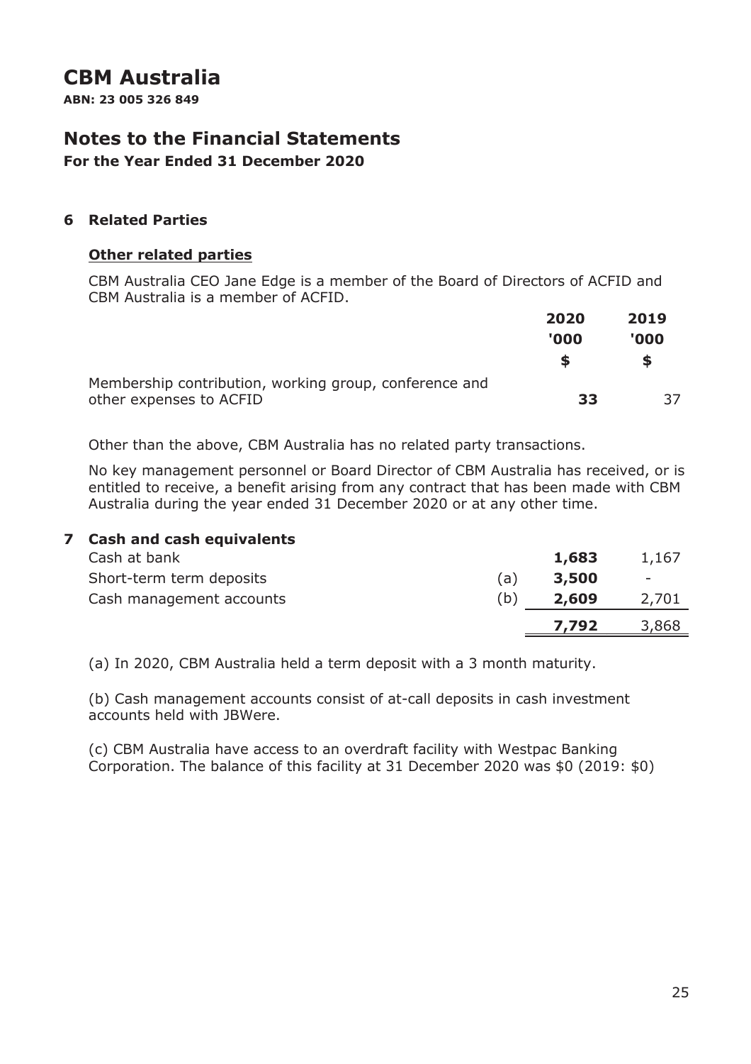# CBM Australia

**ABN: 23 005 326 849**

## Notes to the Financial Statements

**For the Year Ended 31 December 2020**

### 6 Related Parties

#### Other related parties

CBM Australia CEO Jane Edge is a member of the Board of Directors of ACFID and CBM Australia is a member of ACFID.

| | 2020 '000 $ | 2019 '000 $ |
|---|---|---|
| Membership contribution, working group, conference and other expenses to ACFID | **33** | 37 |

Other than the above, CBM Australia has no related party transactions.

No key management personnel or Board Director of CBM Australia has received, or is entitled to receive, a benefit arising from any contract that has been made with CBM Australia during the year ended 31 December 2020 or at any other time.

### 7 Cash and cash equivalents

| | | 2020 '000 $ | 2019 '000 $ |
|---|---|---|---|
| Cash at bank | | **1,683** | 1,167 |
| Short-term term deposits | (a) | **3,500** | - |
| Cash management accounts | (b) | **2,609** | 2,701 |
| | | **7,792** | 3,868 |

(a) In 2020, CBM Australia held a term deposit with a 3 month maturity.

(b) Cash management accounts consist of at-call deposits in cash investment accounts held with JBWere.

(c) CBM Australia have access to an overdraft facility with Westpac Banking Corporation. The balance of this facility at 31 December 2020 was $0 (2019: $0)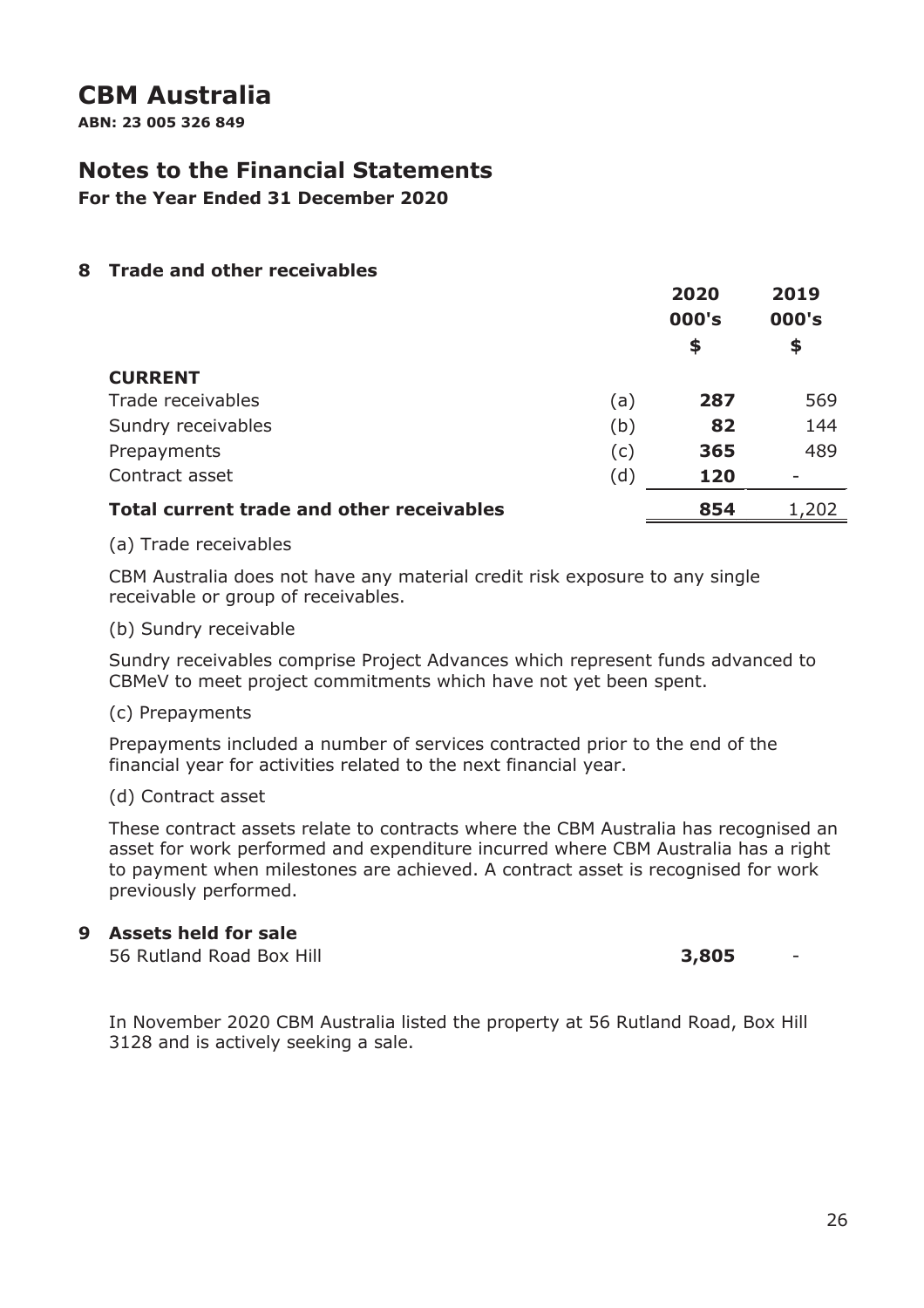# CBM Australia

**ABN: 23 005 326 849**

## Notes to the Financial Statements

**For the Year Ended 31 December 2020**

### 8 Trade and other receivables

| | | 2020<br>000's<br>$ | 2019<br>000's<br>$ |
|---|---|---|---|
| **CURRENT** | | | |
| Trade receivables | (a) | **287** | 569 |
| Sundry receivables | (b) | **82** | 144 |
| Prepayments | (c) | **365** | 489 |
| Contract asset | (d) | **120** | - |
| **Total current trade and other receivables** | | **854** | 1,202 |

(a) Trade receivables

CBM Australia does not have any material credit risk exposure to any single receivable or group of receivables.

(b) Sundry receivable

Sundry receivables comprise Project Advances which represent funds advanced to CBMeV to meet project commitments which have not yet been spent.

(c) Prepayments

Prepayments included a number of services contracted prior to the end of the financial year for activities related to the next financial year.

(d) Contract asset

These contract assets relate to contracts where the CBM Australia has recognised an asset for work performed and expenditure incurred where CBM Australia has a right to payment when milestones are achieved. A contract asset is recognised for work previously performed.

### 9 Assets held for sale

| | 2020 | 2019 |
|---|---|---|
| 56 Rutland Road Box Hill | **3,805** | - |

In November 2020 CBM Australia listed the property at 56 Rutland Road, Box Hill 3128 and is actively seeking a sale.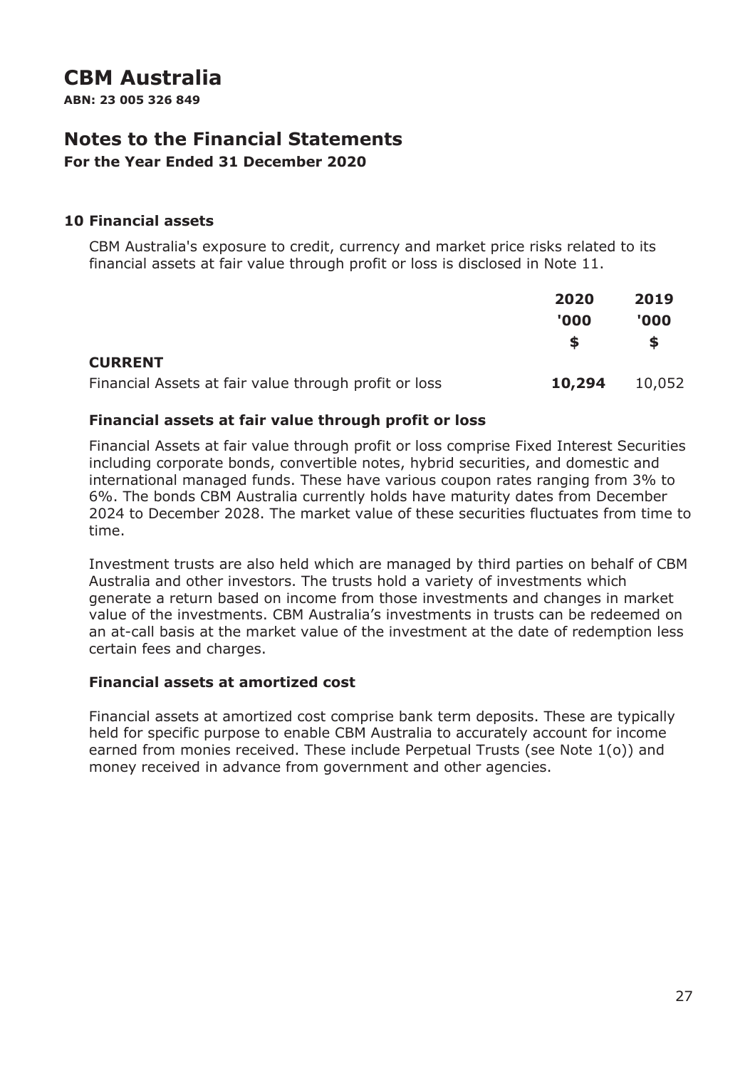# CBM Australia

**ABN: 23 005 326 849**

## Notes to the Financial Statements

**For the Year Ended 31 December 2020**

### 10 Financial assets

CBM Australia's exposure to credit, currency and market price risks related to its financial assets at fair value through profit or loss is disclosed in Note 11.

| | 2020<br>'000<br>$ | 2019<br>'000<br>$ |
|---|---|---|
| **CURRENT** | | |
| Financial Assets at fair value through profit or loss | **10,294** | 10,052 |

#### Financial assets at fair value through profit or loss

Financial Assets at fair value through profit or loss comprise Fixed Interest Securities including corporate bonds, convertible notes, hybrid securities, and domestic and international managed funds. These have various coupon rates ranging from 3% to 6%. The bonds CBM Australia currently holds have maturity dates from December 2024 to December 2028. The market value of these securities fluctuates from time to time.

Investment trusts are also held which are managed by third parties on behalf of CBM Australia and other investors. The trusts hold a variety of investments which generate a return based on income from those investments and changes in market value of the investments. CBM Australia's investments in trusts can be redeemed on an at-call basis at the market value of the investment at the date of redemption less certain fees and charges.

#### Financial assets at amortized cost

Financial assets at amortized cost comprise bank term deposits. These are typically held for specific purpose to enable CBM Australia to accurately account for income earned from monies received. These include Perpetual Trusts (see Note 1(o)) and money received in advance from government and other agencies.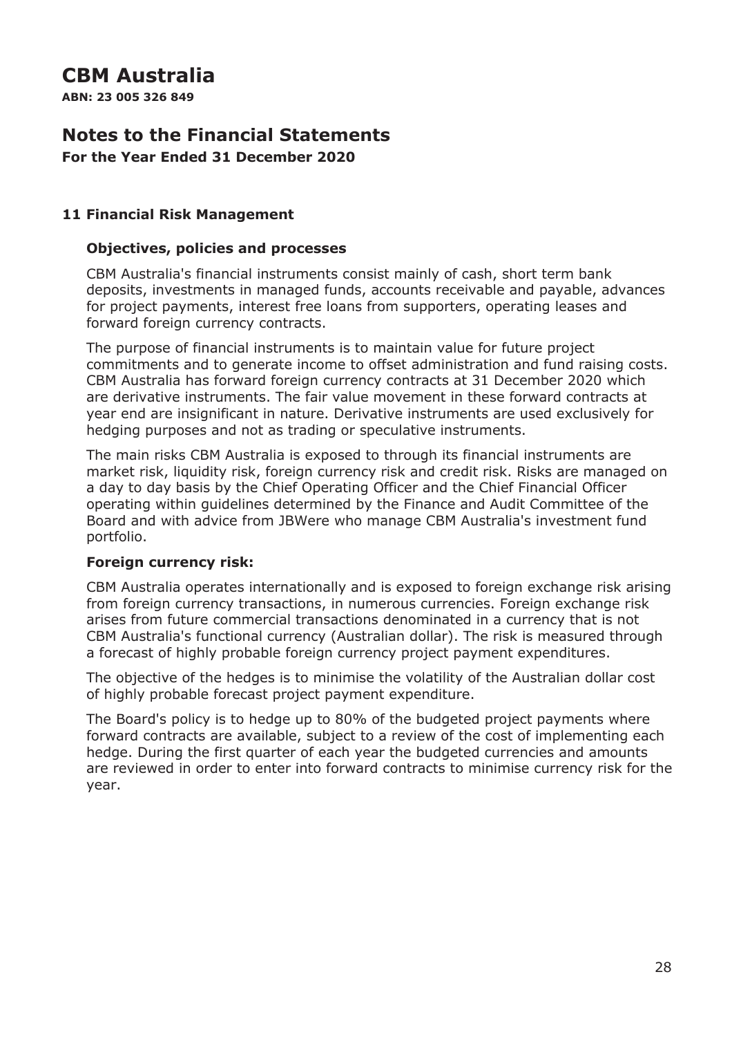# CBM Australia

**ABN: 23 005 326 849**

## Notes to the Financial Statements

**For the Year Ended 31 December 2020**

### 11 Financial Risk Management

#### Objectives, policies and processes

CBM Australia's financial instruments consist mainly of cash, short term bank deposits, investments in managed funds, accounts receivable and payable, advances for project payments, interest free loans from supporters, operating leases and forward foreign currency contracts.

The purpose of financial instruments is to maintain value for future project commitments and to generate income to offset administration and fund raising costs. CBM Australia has forward foreign currency contracts at 31 December 2020 which are derivative instruments. The fair value movement in these forward contracts at year end are insignificant in nature. Derivative instruments are used exclusively for hedging purposes and not as trading or speculative instruments.

The main risks CBM Australia is exposed to through its financial instruments are market risk, liquidity risk, foreign currency risk and credit risk. Risks are managed on a day to day basis by the Chief Operating Officer and the Chief Financial Officer operating within guidelines determined by the Finance and Audit Committee of the Board and with advice from JBWere who manage CBM Australia's investment fund portfolio.

#### Foreign currency risk:

CBM Australia operates internationally and is exposed to foreign exchange risk arising from foreign currency transactions, in numerous currencies. Foreign exchange risk arises from future commercial transactions denominated in a currency that is not CBM Australia's functional currency (Australian dollar). The risk is measured through a forecast of highly probable foreign currency project payment expenditures.

The objective of the hedges is to minimise the volatility of the Australian dollar cost of highly probable forecast project payment expenditure.

The Board's policy is to hedge up to 80% of the budgeted project payments where forward contracts are available, subject to a review of the cost of implementing each hedge. During the first quarter of each year the budgeted currencies and amounts are reviewed in order to enter into forward contracts to minimise currency risk for the year.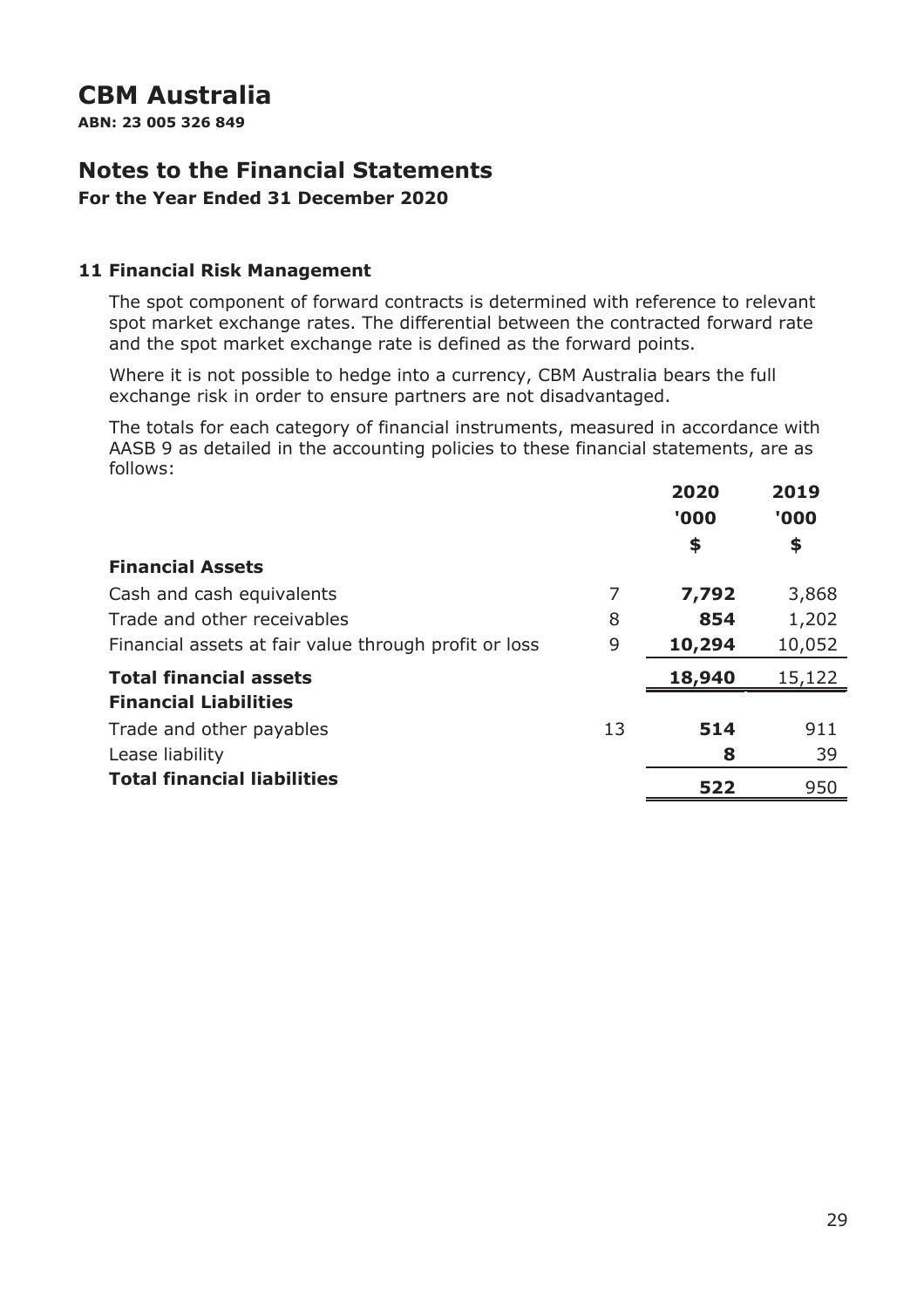# CBM Australia

**ABN: 23 005 326 849**

## Notes to the Financial Statements

**For the Year Ended 31 December 2020**

### 11 Financial Risk Management

The spot component of forward contracts is determined with reference to relevant spot market exchange rates. The differential between the contracted forward rate and the spot market exchange rate is defined as the forward points.

Where it is not possible to hedge into a currency, CBM Australia bears the full exchange risk in order to ensure partners are not disadvantaged.

The totals for each category of financial instruments, measured in accordance with AASB 9 as detailed in the accounting policies to these financial statements, are as follows:

| | | 2020<br>'000<br>$ | 2019<br>'000<br>$ |
|---|---|---|---|
| **Financial Assets** | | | |
| Cash and cash equivalents | 7 | **7,792** | 3,868 |
| Trade and other receivables | 8 | **854** | 1,202 |
| Financial assets at fair value through profit or loss | 9 | **10,294** | 10,052 |
| **Total financial assets** | | **18,940** | 15,122 |
| **Financial Liabilities** | | | |
| Trade and other payables | 13 | **514** | 911 |
| Lease liability | | **8** | 39 |
| **Total financial liabilities** | | **522** | 950 |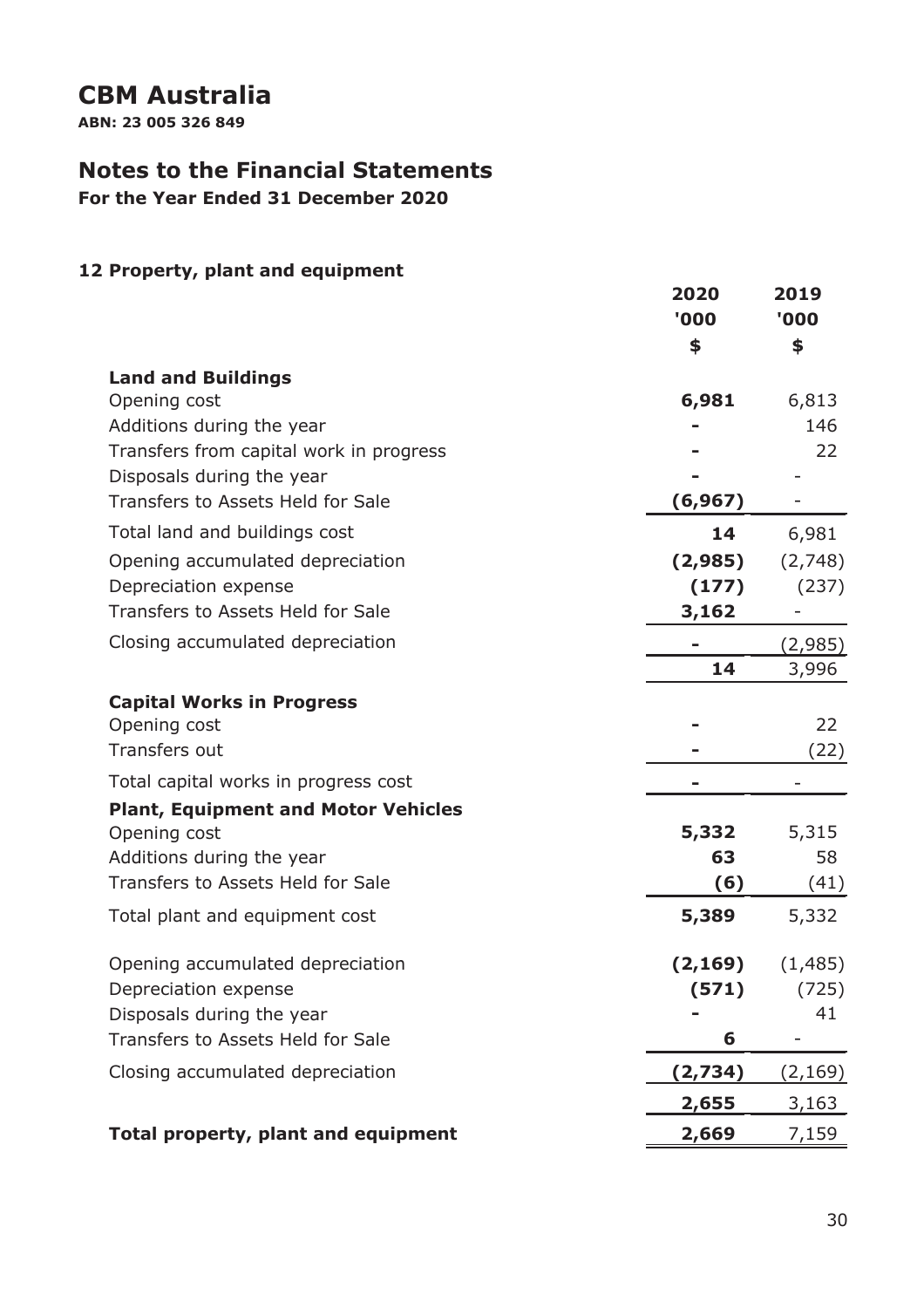# CBM Australia

**ABN: 23 005 326 849**

## Notes to the Financial Statements

**For the Year Ended 31 December 2020**

### 12 Property, plant and equipment

| | 2020<br>'000<br>$ | 2019<br>'000<br>$ |
|---|---|---|
| **Land and Buildings** | | |
| Opening cost | **6,981** | 6,813 |
| Additions during the year | **-** | 146 |
| Transfers from capital work in progress | **-** | 22 |
| Disposals during the year | **-** | - |
| Transfers to Assets Held for Sale | **(6,967)** | - |
| Total land and buildings cost | **14** | 6,981 |
| Opening accumulated depreciation | **(2,985)** | (2,748) |
| Depreciation expense | **(177)** | (237) |
| Transfers to Assets Held for Sale | **3,162** | - |
| Closing accumulated depreciation | **-** | (2,985) |
| | **14** | 3,996 |
| **Capital Works in Progress** | | |
| Opening cost | **-** | 22 |
| Transfers out | **-** | (22) |
| Total capital works in progress cost | **-** | - |
| **Plant, Equipment and Motor Vehicles** | | |
| Opening cost | **5,332** | 5,315 |
| Additions during the year | **63** | 58 |
| Transfers to Assets Held for Sale | **(6)** | (41) |
| Total plant and equipment cost | **5,389** | 5,332 |
| Opening accumulated depreciation | **(2,169)** | (1,485) |
| Depreciation expense | **(571)** | (725) |
| Disposals during the year | **-** | 41 |
| Transfers to Assets Held for Sale | **6** | - |
| Closing accumulated depreciation | **(2,734)** | (2,169) |
| | **2,655** | 3,163 |
| **Total property, plant and equipment** | **2,669** | 7,159 |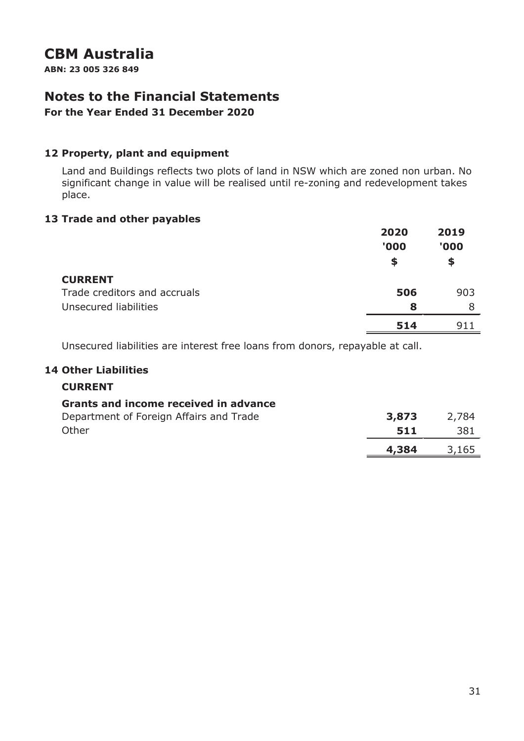# CBM Australia

**ABN: 23 005 326 849**

## Notes to the Financial Statements

**For the Year Ended 31 December 2020**

### 12 Property, plant and equipment

Land and Buildings reflects two plots of land in NSW which are zoned non urban. No significant change in value will be realised until re-zoning and redevelopment takes place.

### 13 Trade and other payables

| | 2020 '000 $ | 2019 '000 $ |
|---|---|---|
| **CURRENT** | | |
| Trade creditors and accruals | **506** | 903 |
| Unsecured liabilities | **8** | 8 |
| | **514** | 911 |

Unsecured liabilities are interest free loans from donors, repayable at call.

### 14 Other Liabilities

| | 2020 '000 $ | 2019 '000 $ |
|---|---|---|
| **CURRENT** | | |
| **Grants and income received in advance** | | |
| Department of Foreign Affairs and Trade | **3,873** | 2,784 |
| Other | **511** | 381 |
| | **4,384** | 3,165 |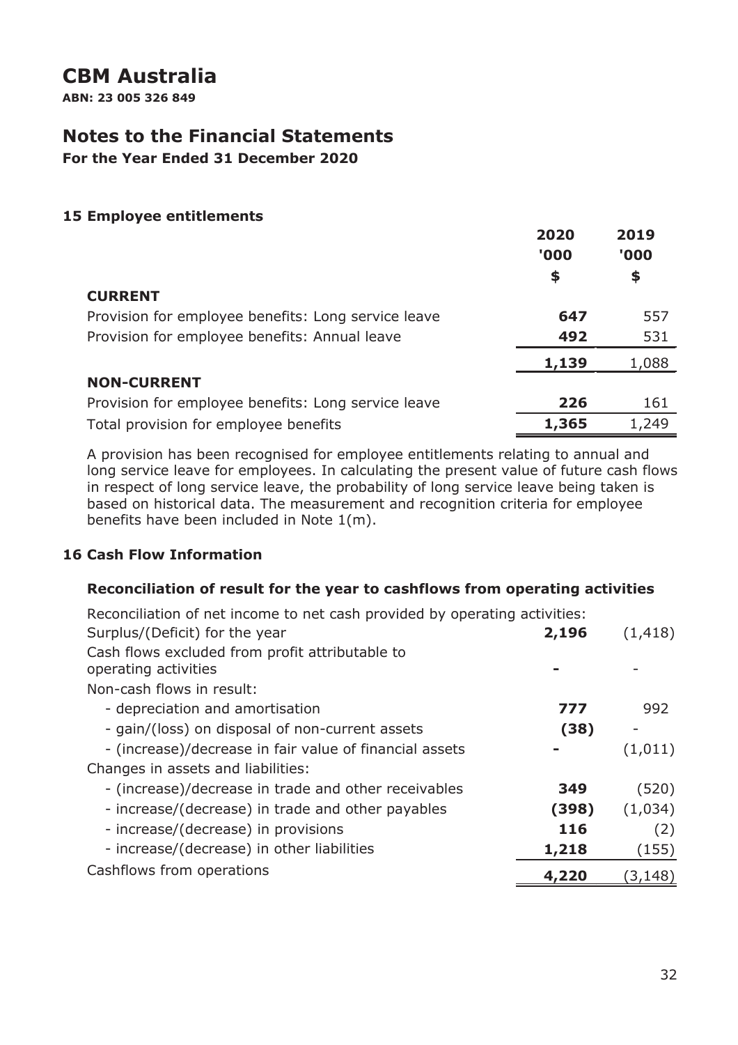# CBM Australia

**ABN: 23 005 326 849**

## Notes to the Financial Statements

**For the Year Ended 31 December 2020**

### 15 Employee entitlements

| | 2020<br>'000<br>$ | 2019<br>'000<br>$ |
|---|---|---|
| **CURRENT** | | |
| Provision for employee benefits: Long service leave | **647** | 557 |
| Provision for employee benefits: Annual leave | **492** | 531 |
| | **1,139** | 1,088 |
| **NON-CURRENT** | | |
| Provision for employee benefits: Long service leave | **226** | 161 |
| Total provision for employee benefits | **1,365** | 1,249 |

A provision has been recognised for employee entitlements relating to annual and long service leave for employees. In calculating the present value of future cash flows in respect of long service leave, the probability of long service leave being taken is based on historical data. The measurement and recognition criteria for employee benefits have been included in Note 1(m).

### 16 Cash Flow Information

**Reconciliation of result for the year to cashflows from operating activities**

| | 2020 | 2019 |
|---|---|---|
| Reconciliation of net income to net cash provided by operating activities: | | |
| Surplus/(Deficit) for the year | **2,196** | (1,418) |
| Cash flows excluded from profit attributable to operating activities | **-** | - |
| Non-cash flows in result: | | |
| - depreciation and amortisation | **777** | 992 |
| - gain/(loss) on disposal of non-current assets | **(38)** | - |
| - (increase)/decrease in fair value of financial assets | **-** | (1,011) |
| Changes in assets and liabilities: | | |
| - (increase)/decrease in trade and other receivables | **349** | (520) |
| - increase/(decrease) in trade and other payables | **(398)** | (1,034) |
| - increase/(decrease) in provisions | **116** | (2) |
| - increase/(decrease) in other liabilities | **1,218** | (155) |
| Cashflows from operations | **4,220** | (3,148) |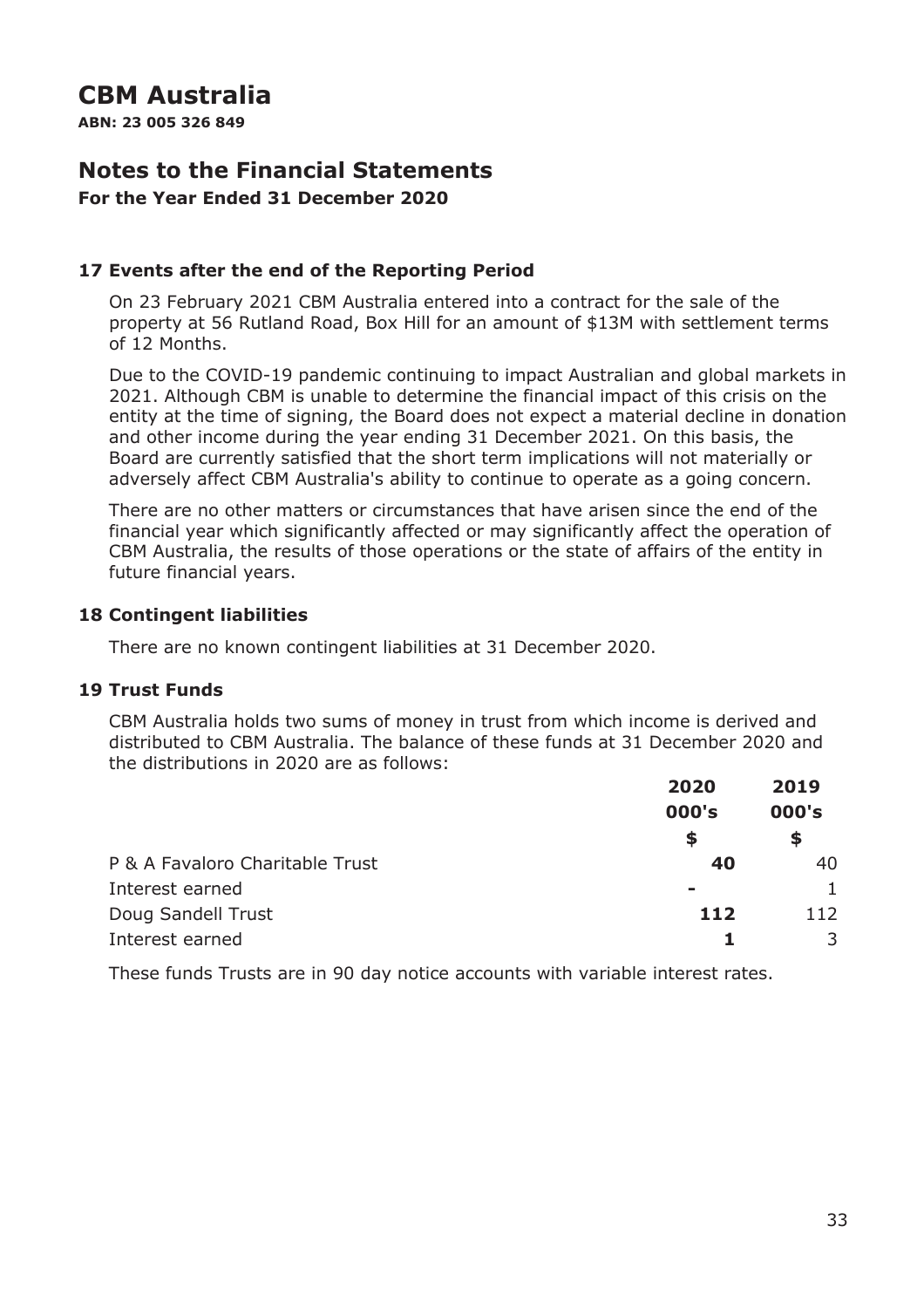# CBM Australia

**ABN: 23 005 326 849**

## Notes to the Financial Statements

**For the Year Ended 31 December 2020**

### 17 Events after the end of the Reporting Period

On 23 February 2021 CBM Australia entered into a contract for the sale of the property at 56 Rutland Road, Box Hill for an amount of $13M with settlement terms of 12 Months.

Due to the COVID-19 pandemic continuing to impact Australian and global markets in 2021. Although CBM is unable to determine the financial impact of this crisis on the entity at the time of signing, the Board does not expect a material decline in donation and other income during the year ending 31 December 2021. On this basis, the Board are currently satisfied that the short term implications will not materially or adversely affect CBM Australia's ability to continue to operate as a going concern.

There are no other matters or circumstances that have arisen since the end of the financial year which significantly affected or may significantly affect the operation of CBM Australia, the results of those operations or the state of affairs of the entity in future financial years.

### 18 Contingent liabilities

There are no known contingent liabilities at 31 December 2020.

### 19 Trust Funds

CBM Australia holds two sums of money in trust from which income is derived and distributed to CBM Australia. The balance of these funds at 31 December 2020 and the distributions in 2020 are as follows:

| | 2020 000's $ | 2019 000's $ |
|---|---|---|
| P & A Favaloro Charitable Trust | **40** | 40 |
| Interest earned | **-** | 1 |
| Doug Sandell Trust | **112** | 112 |
| Interest earned | **1** | 3 |

These funds Trusts are in 90 day notice accounts with variable interest rates.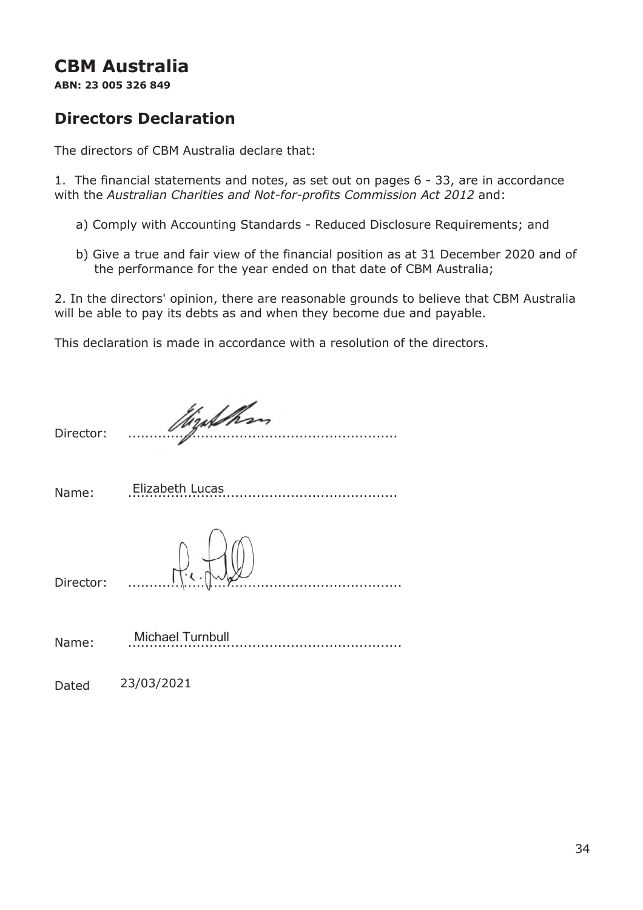# CBM Australia

**ABN: 23 005 326 849**

## Directors Declaration

The directors of CBM Australia declare that:

1. The financial statements and notes, as set out on pages 6 - 33, are in accordance with the *Australian Charities and Not-for-profits Commission Act 2012* and:

    a) Comply with Accounting Standards - Reduced Disclosure Requirements; and

    b) Give a true and fair view of the financial position as at 31 December 2020 and of the performance for the year ended on that date of CBM Australia;

2. In the directors' opinion, there are reasonable grounds to believe that CBM Australia will be able to pay its debts as and when they become due and payable.

This declaration is made in accordance with a resolution of the directors.

Director: ..............................................................

Name: Elizabeth Lucas

Director: ..............................................................

Name: Michael Turnbull

Dated 23/03/2021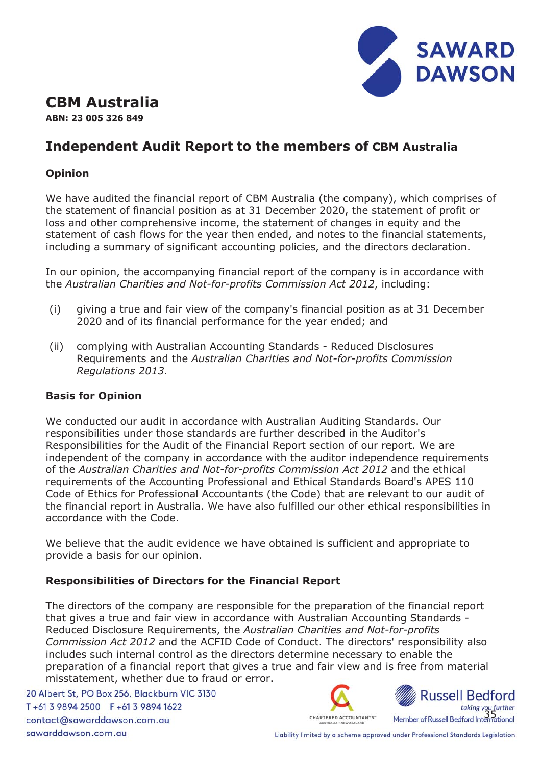# CBM Australia

**ABN: 23 005 326 849**

## Independent Audit Report to the members of CBM Australia

### Opinion

We have audited the financial report of CBM Australia (the company), which comprises of the statement of financial position as at 31 December 2020, the statement of profit or loss and other comprehensive income, the statement of changes in equity and the statement of cash flows for the year then ended, and notes to the financial statements, including a summary of significant accounting policies, and the directors declaration.

In our opinion, the accompanying financial report of the company is in accordance with the *Australian Charities and Not-for-profits Commission Act 2012*, including:

(i) giving a true and fair view of the company's financial position as at 31 December 2020 and of its financial performance for the year ended; and

(ii) complying with Australian Accounting Standards - Reduced Disclosures Requirements and the *Australian Charities and Not-for-profits Commission Regulations 2013*.

### Basis for Opinion

We conducted our audit in accordance with Australian Auditing Standards. Our responsibilities under those standards are further described in the Auditor's Responsibilities for the Audit of the Financial Report section of our report. We are independent of the company in accordance with the auditor independence requirements of the *Australian Charities and Not-for-profits Commission Act 2012* and the ethical requirements of the Accounting Professional and Ethical Standards Board's APES 110 Code of Ethics for Professional Accountants (the Code) that are relevant to our audit of the financial report in Australia. We have also fulfilled our other ethical responsibilities in accordance with the Code.

We believe that the audit evidence we have obtained is sufficient and appropriate to provide a basis for our opinion.

### Responsibilities of Directors for the Financial Report

The directors of the company are responsible for the preparation of the financial report that gives a true and fair view in accordance with Australian Accounting Standards - Reduced Disclosure Requirements, the *Australian Charities and Not-for-profits Commission Act 2012* and the ACFID Code of Conduct. The directors' responsibility also includes such internal control as the directors determine necessary to enable the preparation of a financial report that gives a true and fair view and is free from material misstatement, whether due to fraud or error.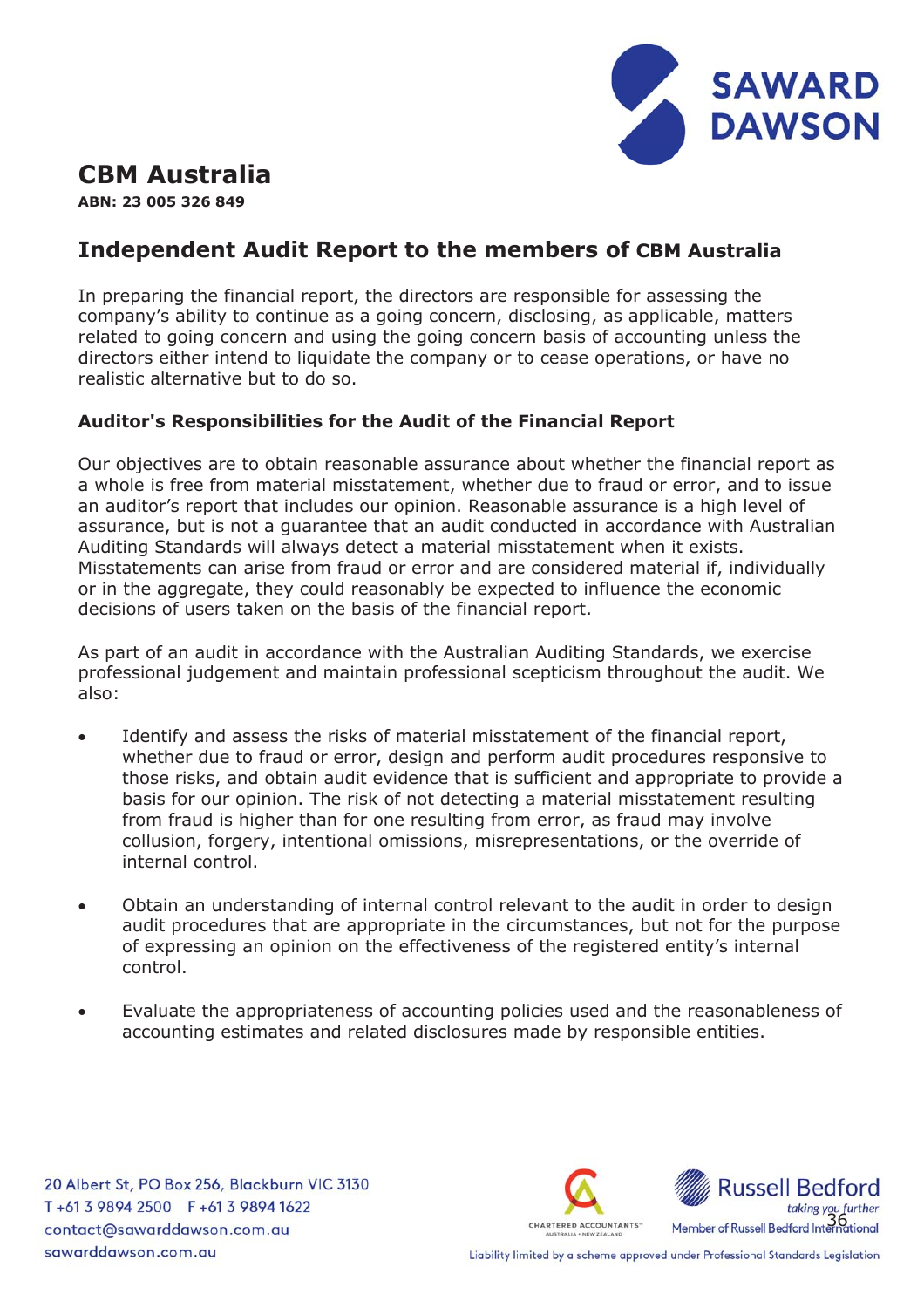# CBM Australia

**ABN: 23 005 326 849**

## Independent Audit Report to the members of CBM Australia

In preparing the financial report, the directors are responsible for assessing the company's ability to continue as a going concern, disclosing, as applicable, matters related to going concern and using the going concern basis of accounting unless the directors either intend to liquidate the company or to cease operations, or have no realistic alternative but to do so.

### Auditor's Responsibilities for the Audit of the Financial Report

Our objectives are to obtain reasonable assurance about whether the financial report as a whole is free from material misstatement, whether due to fraud or error, and to issue an auditor's report that includes our opinion. Reasonable assurance is a high level of assurance, but is not a guarantee that an audit conducted in accordance with Australian Auditing Standards will always detect a material misstatement when it exists. Misstatements can arise from fraud or error and are considered material if, individually or in the aggregate, they could reasonably be expected to influence the economic decisions of users taken on the basis of the financial report.

As part of an audit in accordance with the Australian Auditing Standards, we exercise professional judgement and maintain professional scepticism throughout the audit. We also:

- Identify and assess the risks of material misstatement of the financial report, whether due to fraud or error, design and perform audit procedures responsive to those risks, and obtain audit evidence that is sufficient and appropriate to provide a basis for our opinion. The risk of not detecting a material misstatement resulting from fraud is higher than for one resulting from error, as fraud may involve collusion, forgery, intentional omissions, misrepresentations, or the override of internal control.

- Obtain an understanding of internal control relevant to the audit in order to design audit procedures that are appropriate in the circumstances, but not for the purpose of expressing an opinion on the effectiveness of the registered entity's internal control.

- Evaluate the appropriateness of accounting policies used and the reasonableness of accounting estimates and related disclosures made by responsible entities.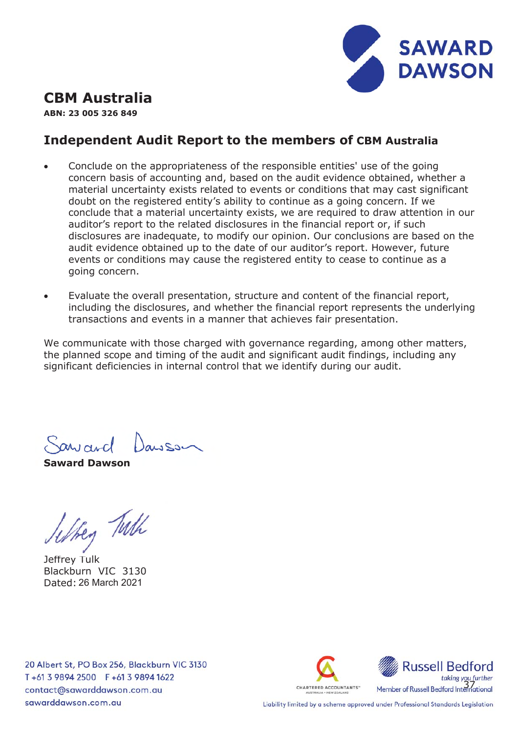# CBM Australia

**ABN: 23 005 326 849**

## Independent Audit Report to the members of CBM Australia

- Conclude on the appropriateness of the responsible entities' use of the going concern basis of accounting and, based on the audit evidence obtained, whether a material uncertainty exists related to events or conditions that may cast significant doubt on the registered entity's ability to continue as a going concern. If we conclude that a material uncertainty exists, we are required to draw attention in our auditor's report to the related disclosures in the financial report or, if such disclosures are inadequate, to modify our opinion. Our conclusions are based on the audit evidence obtained up to the date of our auditor's report. However, future events or conditions may cause the registered entity to cease to continue as a going concern.

- Evaluate the overall presentation, structure and content of the financial report, including the disclosures, and whether the financial report represents the underlying transactions and events in a manner that achieves fair presentation.

We communicate with those charged with governance regarding, among other matters, the planned scope and timing of the audit and significant audit findings, including any significant deficiencies in internal control that we identify during our audit.

**Saward Dawson**

Jeffrey Tulk
Blackburn VIC 3130
Dated: 26 March 2021

20 Albert St, PO Box 256, Blackburn VIC 3130
T +61 3 9894 2500 F +61 3 9894 1622
contact@sawarddawson.com.au
sawarddawson.com.au

Member of Russell Bedford International

Liability limited by a scheme approved under Professional Standards Legislation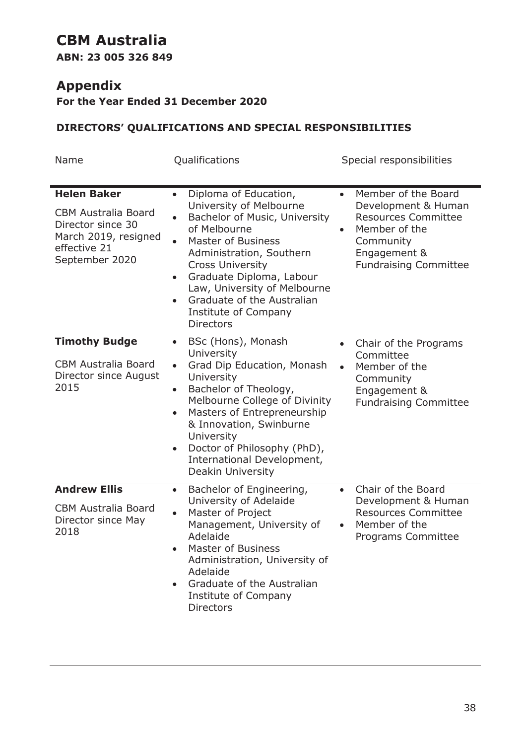# CBM Australia

**ABN: 23 005 326 849**

## Appendix

**For the Year Ended 31 December 2020**

### DIRECTORS' QUALIFICATIONS AND SPECIAL RESPONSIBILITIES

| Name | Qualifications | Special responsibilities |
|---|---|---|
| **Helen Baker**<br>CBM Australia Board Director since 30 March 2019, resigned effective 21 September 2020 | • Diploma of Education, University of Melbourne<br>• Bachelor of Music, University of Melbourne<br>• Master of Business Administration, Southern Cross University<br>• Graduate Diploma, Labour Law, University of Melbourne<br>• Graduate of the Australian Institute of Company Directors | • Member of the Board Development & Human Resources Committee<br>• Member of the Community Engagement & Fundraising Committee |
| **Timothy Budge**<br>CBM Australia Board Director since August 2015 | • BSc (Hons), Monash University<br>• Grad Dip Education, Monash University<br>• Bachelor of Theology, Melbourne College of Divinity<br>• Masters of Entrepreneurship & Innovation, Swinburne University<br>• Doctor of Philosophy (PhD), International Development, Deakin University | • Chair of the Programs Committee<br>• Member of the Community Engagement & Fundraising Committee |
| **Andrew Ellis**<br>CBM Australia Board Director since May 2018 | • Bachelor of Engineering, University of Adelaide<br>• Master of Project Management, University of Adelaide<br>• Master of Business Administration, University of Adelaide<br>• Graduate of the Australian Institute of Company Directors | • Chair of the Board Development & Human Resources Committee<br>• Member of the Programs Committee |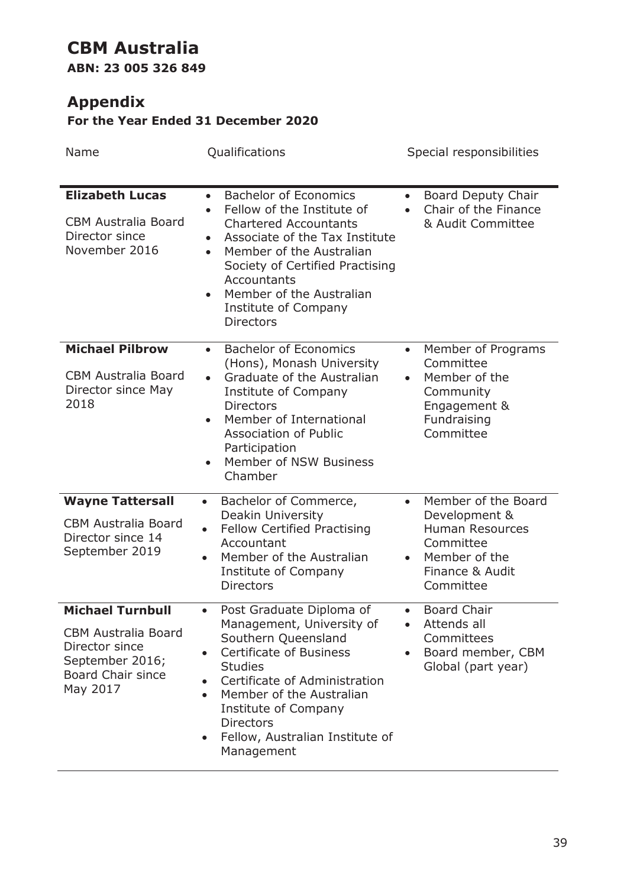# CBM Australia

**ABN: 23 005 326 849**

## Appendix

**For the Year Ended 31 December 2020**

| Name | Qualifications | Special responsibilities |
|---|---|---|
| **Elizabeth Lucas**<br><br>CBM Australia Board Director since November 2016 | • Bachelor of Economics<br>• Fellow of the Institute of Chartered Accountants<br>• Associate of the Tax Institute<br>• Member of the Australian Society of Certified Practising Accountants<br>• Member of the Australian Institute of Company Directors | • Board Deputy Chair<br>• Chair of the Finance & Audit Committee |
| **Michael Pilbrow**<br><br>CBM Australia Board Director since May 2018 | • Bachelor of Economics (Hons), Monash University<br>• Graduate of the Australian Institute of Company Directors<br>• Member of International Association of Public Participation<br>• Member of NSW Business Chamber | • Member of Programs Committee<br>• Member of the Community Engagement & Fundraising Committee |
| **Wayne Tattersall**<br><br>CBM Australia Board Director since 14 September 2019 | • Bachelor of Commerce, Deakin University<br>• Fellow Certified Practising Accountant<br>• Member of the Australian Institute of Company Directors | • Member of the Board Development & Human Resources Committee<br>• Member of the Finance & Audit Committee |
| **Michael Turnbull**<br><br>CBM Australia Board Director since September 2016; Board Chair since May 2017 | • Post Graduate Diploma of Management, University of Southern Queensland<br>• Certificate of Business Studies<br>• Certificate of Administration<br>• Member of the Australian Institute of Company Directors<br>• Fellow, Australian Institute of Management | • Board Chair<br>• Attends all Committees<br>• Board member, CBM Global (part year) |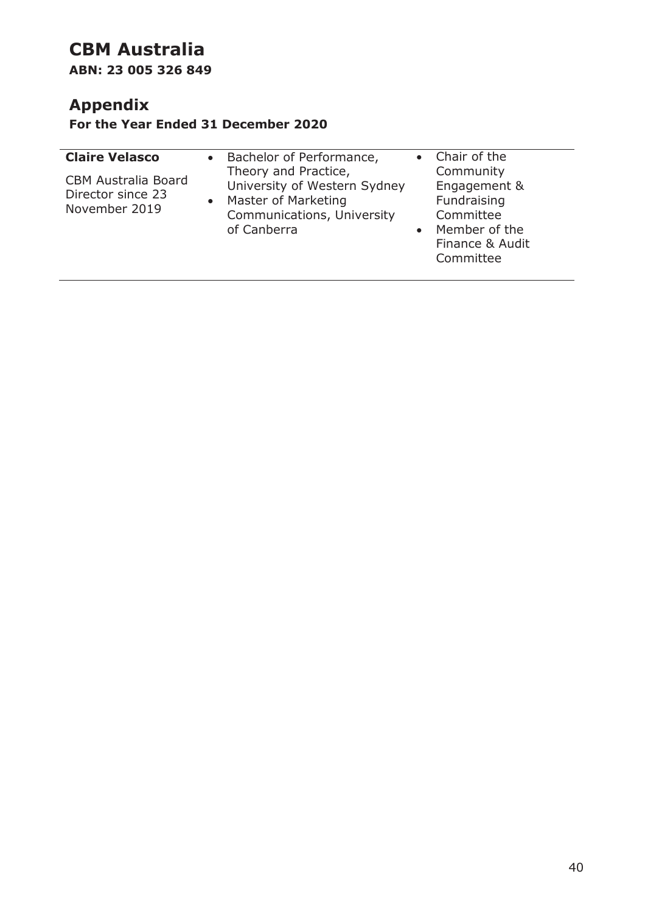# CBM Australia

**ABN: 23 005 326 849**

## Appendix

**For the Year Ended 31 December 2020**

| | | |
|---|---|---|
| **Claire Velasco**<br><br>CBM Australia Board Director since 23 November 2019 | • Bachelor of Performance, Theory and Practice, University of Western Sydney<br>• Master of Marketing Communications, University of Canberra | • Chair of the Community Engagement & Fundraising Committee<br>• Member of the Finance & Audit Committee |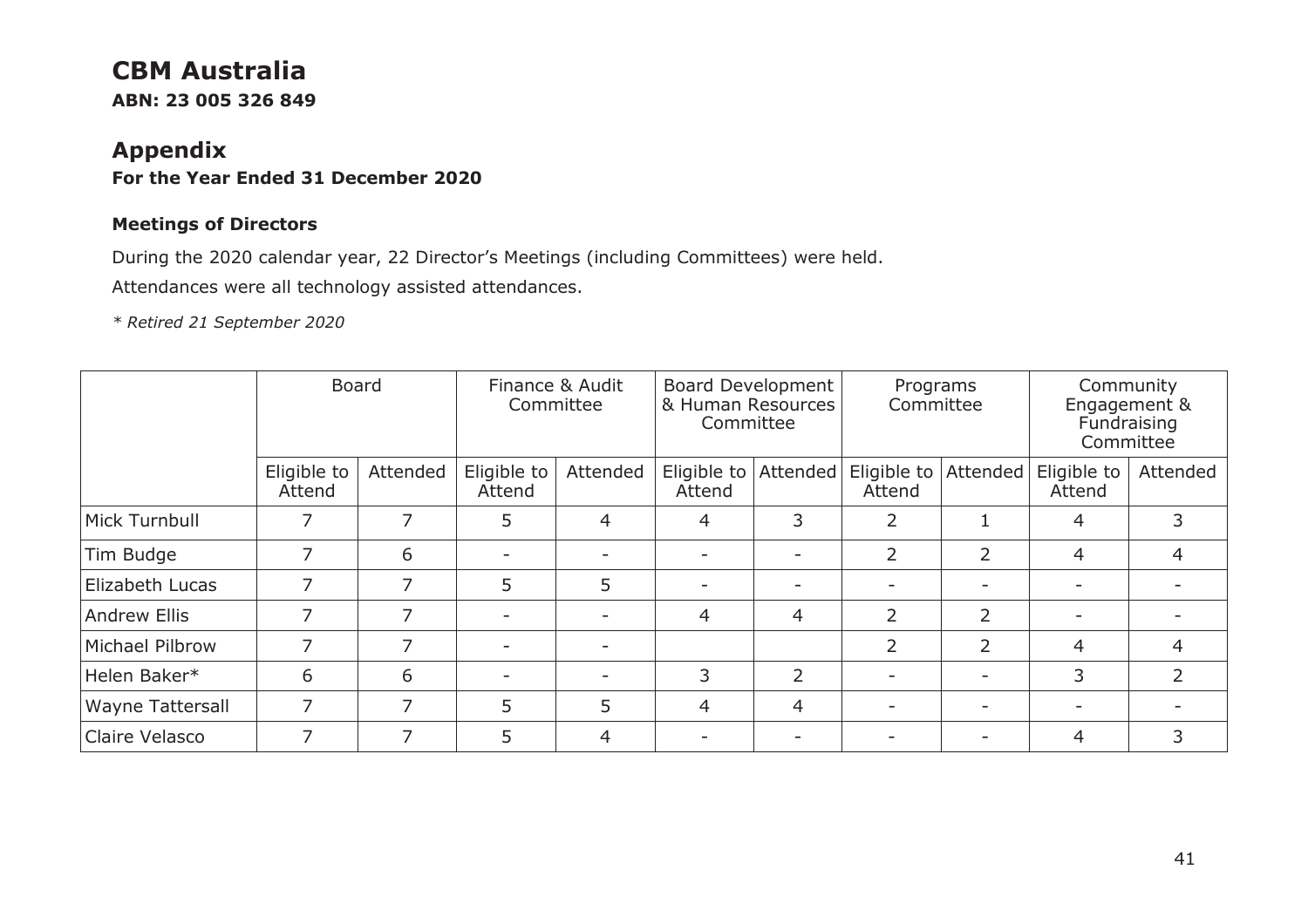# CBM Australia

**ABN: 23 005 326 849**

## Appendix

**For the Year Ended 31 December 2020**

### Meetings of Directors

During the 2020 calendar year, 22 Director's Meetings (including Committees) were held.

Attendances were all technology assisted attendances.

*\* Retired 21 September 2020*

| | Board | | Finance & Audit Committee | | Board Development & Human Resources Committee | | Programs Committee | | Community Engagement & Fundraising Committee | |
|---|---|---|---|---|---|---|---|---|---|---|
| | Eligible to Attend | Attended | Eligible to Attend | Attended | Eligible to Attend | Attended | Eligible to Attend | Attended | Eligible to Attend | Attended |
| Mick Turnbull | 7 | 7 | 5 | 4 | 4 | 3 | 2 | 1 | 4 | 3 |
| Tim Budge | 7 | 6 | - | - | - | - | 2 | 2 | 4 | 4 |
| Elizabeth Lucas | 7 | 7 | 5 | 5 | - | - | - | - | - | - |
| Andrew Ellis | 7 | 7 | - | - | 4 | 4 | 2 | 2 | - | - |
| Michael Pilbrow | 7 | 7 | - | - | | | 2 | 2 | 4 | 4 |
| Helen Baker* | 6 | 6 | - | - | 3 | 2 | - | - | 3 | 2 |
| Wayne Tattersall | 7 | 7 | 5 | 5 | 4 | 4 | - | - | - | - |
| Claire Velasco | 7 | 7 | 5 | 4 | - | - | - | - | 4 | 3 |